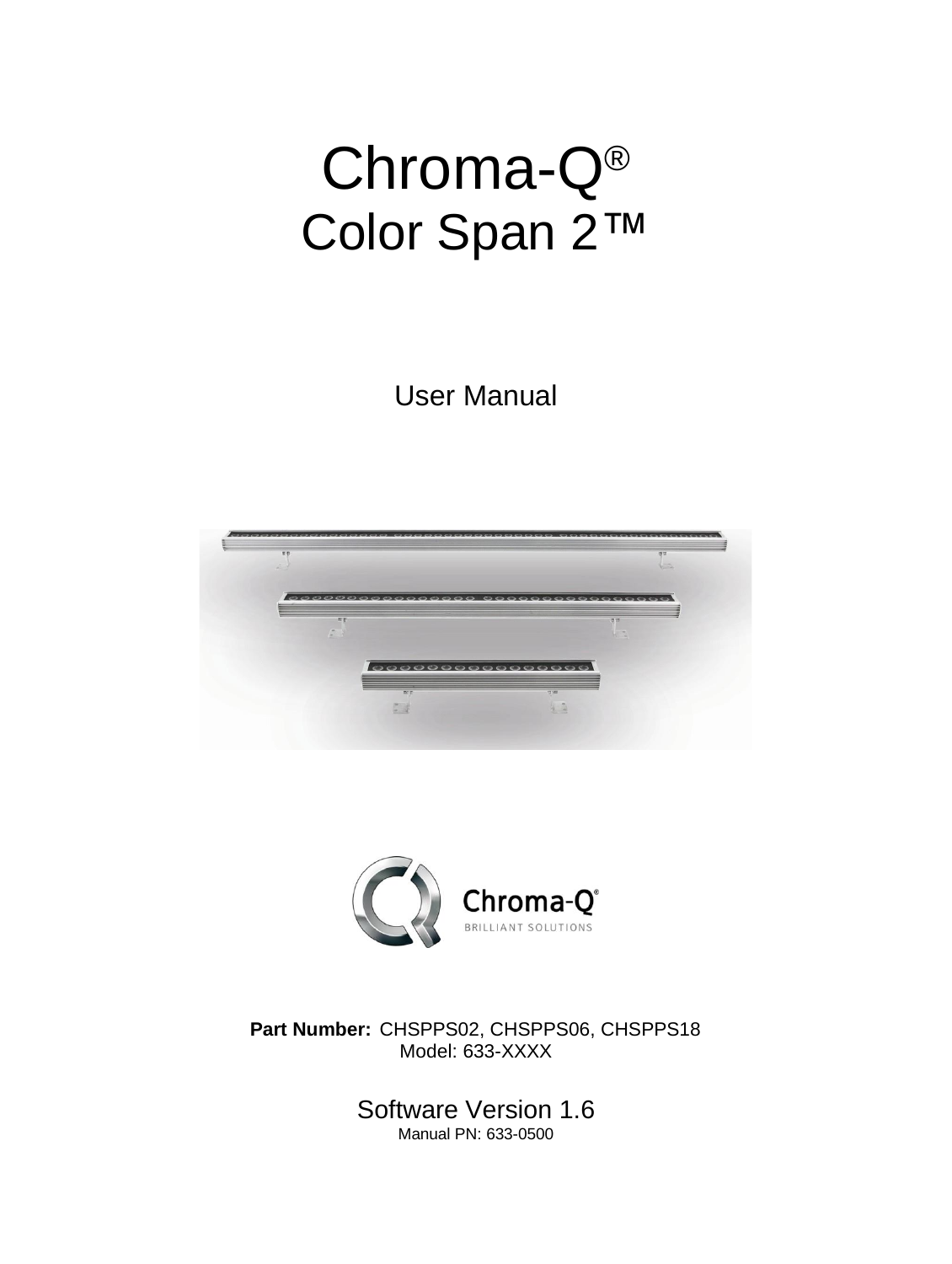# Chroma-Q®

## Color Span 2™

User Manual

Chroma-Q®
BRILLIANT SOLUTIONS

**Part Number:** CHSPPS02, CHSPPS06, CHSPPS18
Model: 633-XXXX

Software Version 1.6
Manual PN: 633-0500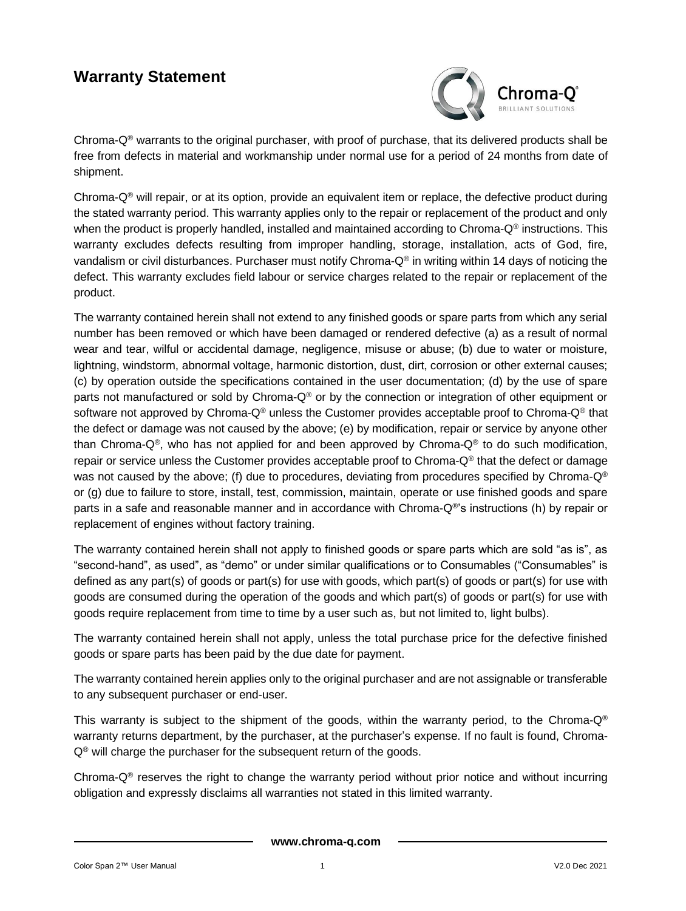# Warranty Statement

Chroma-Q® warrants to the original purchaser, with proof of purchase, that its delivered products shall be free from defects in material and workmanship under normal use for a period of 24 months from date of shipment.

Chroma-Q® will repair, or at its option, provide an equivalent item or replace, the defective product during the stated warranty period. This warranty applies only to the repair or replacement of the product and only when the product is properly handled, installed and maintained according to Chroma-Q® instructions. This warranty excludes defects resulting from improper handling, storage, installation, acts of God, fire, vandalism or civil disturbances. Purchaser must notify Chroma-Q® in writing within 14 days of noticing the defect. This warranty excludes field labour or service charges related to the repair or replacement of the product.

The warranty contained herein shall not extend to any finished goods or spare parts from which any serial number has been removed or which have been damaged or rendered defective (a) as a result of normal wear and tear, wilful or accidental damage, negligence, misuse or abuse; (b) due to water or moisture, lightning, windstorm, abnormal voltage, harmonic distortion, dust, dirt, corrosion or other external causes; (c) by operation outside the specifications contained in the user documentation; (d) by the use of spare parts not manufactured or sold by Chroma-Q® or by the connection or integration of other equipment or software not approved by Chroma-Q® unless the Customer provides acceptable proof to Chroma-Q® that the defect or damage was not caused by the above; (e) by modification, repair or service by anyone other than Chroma-Q®, who has not applied for and been approved by Chroma-Q® to do such modification, repair or service unless the Customer provides acceptable proof to Chroma-Q® that the defect or damage was not caused by the above; (f) due to procedures, deviating from procedures specified by Chroma-Q® or (g) due to failure to store, install, test, commission, maintain, operate or use finished goods and spare parts in a safe and reasonable manner and in accordance with Chroma-Q®'s instructions (h) by repair or replacement of engines without factory training.

The warranty contained herein shall not apply to finished goods or spare parts which are sold "as is", as "second-hand", as used", as "demo" or under similar qualifications or to Consumables ("Consumables" is defined as any part(s) of goods or part(s) for use with goods, which part(s) of goods or part(s) for use with goods are consumed during the operation of the goods and which part(s) of goods or part(s) for use with goods require replacement from time to time by a user such as, but not limited to, light bulbs).

The warranty contained herein shall not apply, unless the total purchase price for the defective finished goods or spare parts has been paid by the due date for payment.

The warranty contained herein applies only to the original purchaser and are not assignable or transferable to any subsequent purchaser or end-user.

This warranty is subject to the shipment of the goods, within the warranty period, to the Chroma-Q® warranty returns department, by the purchaser, at the purchaser's expense. If no fault is found, Chroma-Q® will charge the purchaser for the subsequent return of the goods.

Chroma-Q® reserves the right to change the warranty period without prior notice and without incurring obligation and expressly disclaims all warranties not stated in this limited warranty.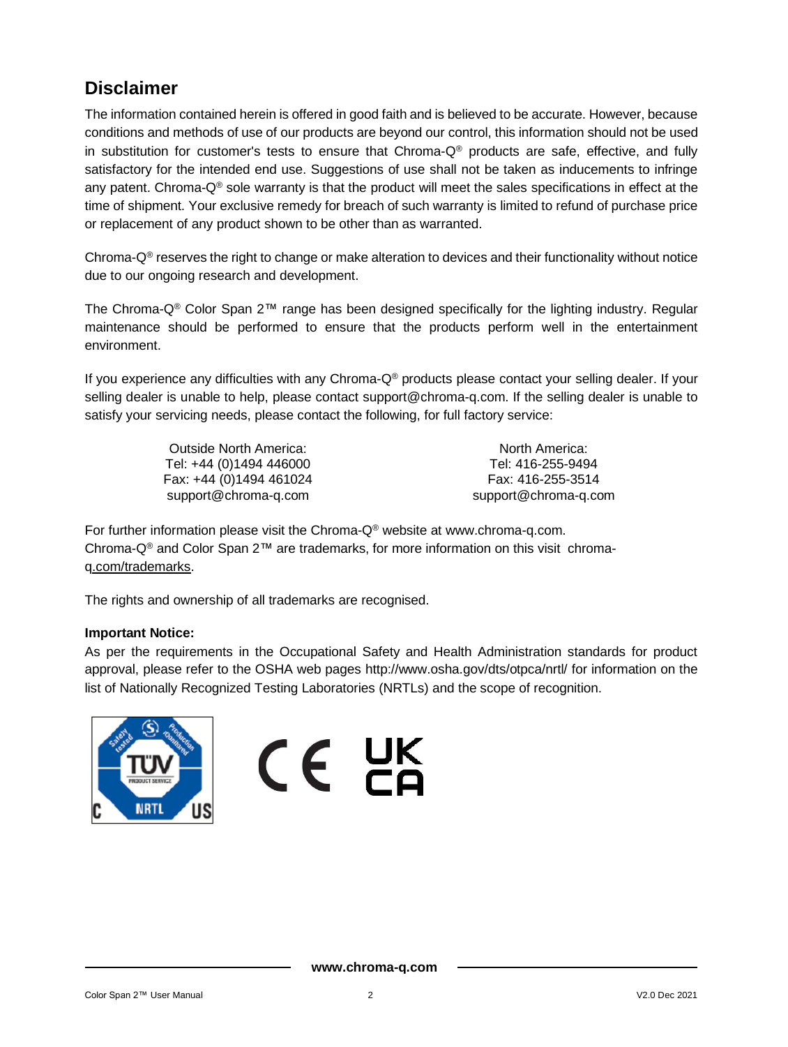## Disclaimer

The information contained herein is offered in good faith and is believed to be accurate. However, because conditions and methods of use of our products are beyond our control, this information should not be used in substitution for customer's tests to ensure that Chroma-Q® products are safe, effective, and fully satisfactory for the intended end use. Suggestions of use shall not be taken as inducements to infringe any patent. Chroma-Q® sole warranty is that the product will meet the sales specifications in effect at the time of shipment. Your exclusive remedy for breach of such warranty is limited to refund of purchase price or replacement of any product shown to be other than as warranted.

Chroma-Q® reserves the right to change or make alteration to devices and their functionality without notice due to our ongoing research and development.

The Chroma-Q® Color Span 2™ range has been designed specifically for the lighting industry. Regular maintenance should be performed to ensure that the products perform well in the entertainment environment.

If you experience any difficulties with any Chroma-Q® products please contact your selling dealer. If your selling dealer is unable to help, please contact support@chroma-q.com. If the selling dealer is unable to satisfy your servicing needs, please contact the following, for full factory service:

Outside North America:
Tel: +44 (0)1494 446000
Fax: +44 (0)1494 461024
support@chroma-q.com

North America:
Tel: 416-255-9494
Fax: 416-255-3514
support@chroma-q.com

For further information please visit the Chroma-Q® website at www.chroma-q.com.
Chroma-Q® and Color Span 2™ are trademarks, for more information on this visit chroma-q.com/trademarks.

The rights and ownership of all trademarks are recognised.

**Important Notice:**
As per the requirements in the Occupational Safety and Health Administration standards for product approval, please refer to the OSHA web pages http://www.osha.gov/dts/otpca/nrtl/ for information on the list of Nationally Recognized Testing Laboratories (NRTLs) and the scope of recognition.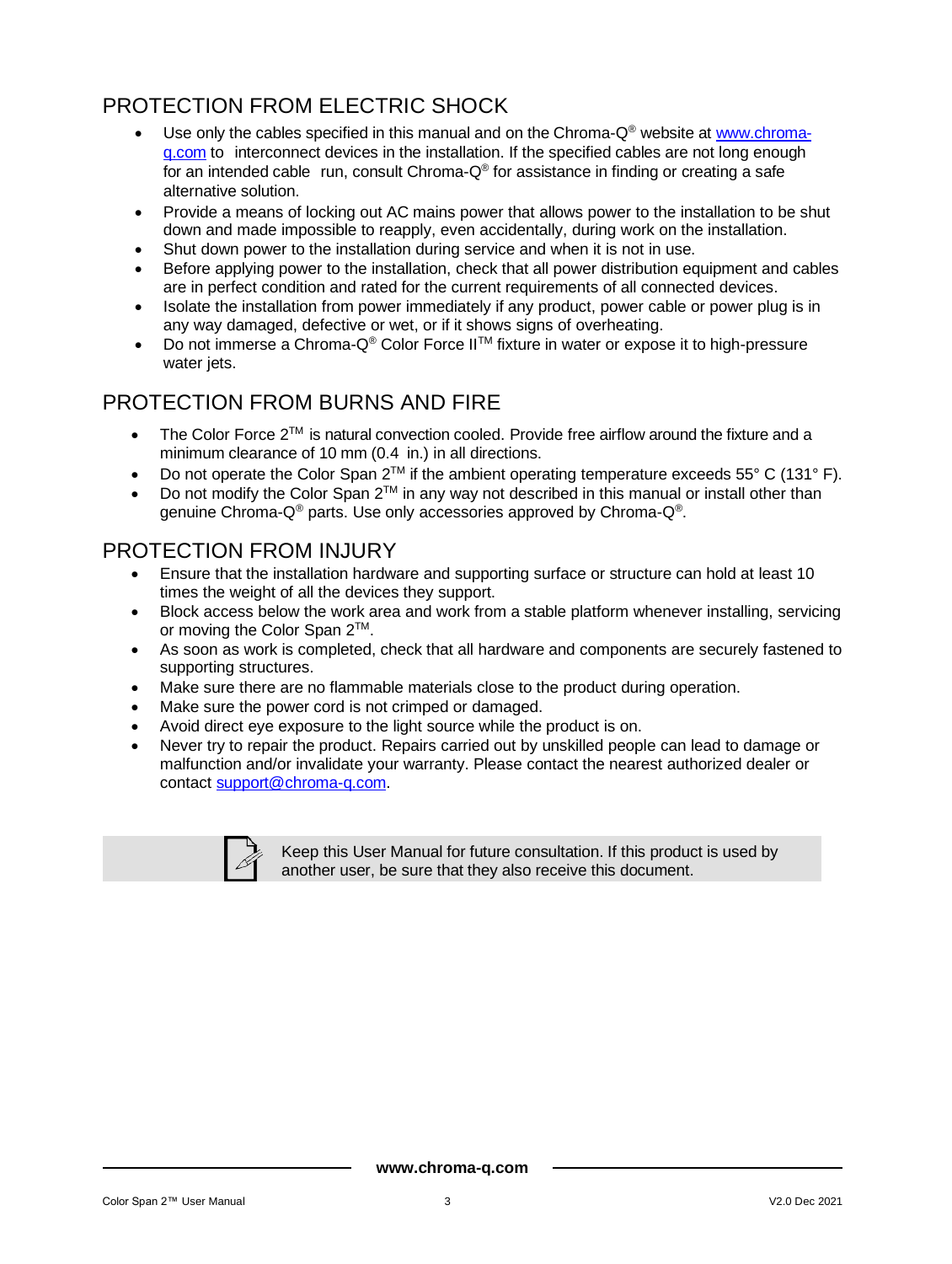## PROTECTION FROM ELECTRIC SHOCK

- Use only the cables specified in this manual and on the Chroma-Q® website at www.chroma-q.com to interconnect devices in the installation. If the specified cables are not long enough for an intended cable run, consult Chroma-Q® for assistance in finding or creating a safe alternative solution.
- Provide a means of locking out AC mains power that allows power to the installation to be shut down and made impossible to reapply, even accidentally, during work on the installation.
- Shut down power to the installation during service and when it is not in use.
- Before applying power to the installation, check that all power distribution equipment and cables are in perfect condition and rated for the current requirements of all connected devices.
- Isolate the installation from power immediately if any product, power cable or power plug is in any way damaged, defective or wet, or if it shows signs of overheating.
- Do not immerse a Chroma-Q® Color Force II™ fixture in water or expose it to high-pressure water jets.

## PROTECTION FROM BURNS AND FIRE

- The Color Force 2™ is natural convection cooled. Provide free airflow around the fixture and a minimum clearance of 10 mm (0.4 in.) in all directions.
- Do not operate the Color Span 2™ if the ambient operating temperature exceeds 55° C (131° F).
- Do not modify the Color Span 2™ in any way not described in this manual or install other than genuine Chroma-Q® parts. Use only accessories approved by Chroma-Q®.

## PROTECTION FROM INJURY

- Ensure that the installation hardware and supporting surface or structure can hold at least 10 times the weight of all the devices they support.
- Block access below the work area and work from a stable platform whenever installing, servicing or moving the Color Span 2™.
- As soon as work is completed, check that all hardware and components are securely fastened to supporting structures.
- Make sure there are no flammable materials close to the product during operation.
- Make sure the power cord is not crimped or damaged.
- Avoid direct eye exposure to the light source while the product is on.
- Never try to repair the product. Repairs carried out by unskilled people can lead to damage or malfunction and/or invalidate your warranty. Please contact the nearest authorized dealer or contact support@chroma-q.com.

Keep this User Manual for future consultation. If this product is used by another user, be sure that they also receive this document.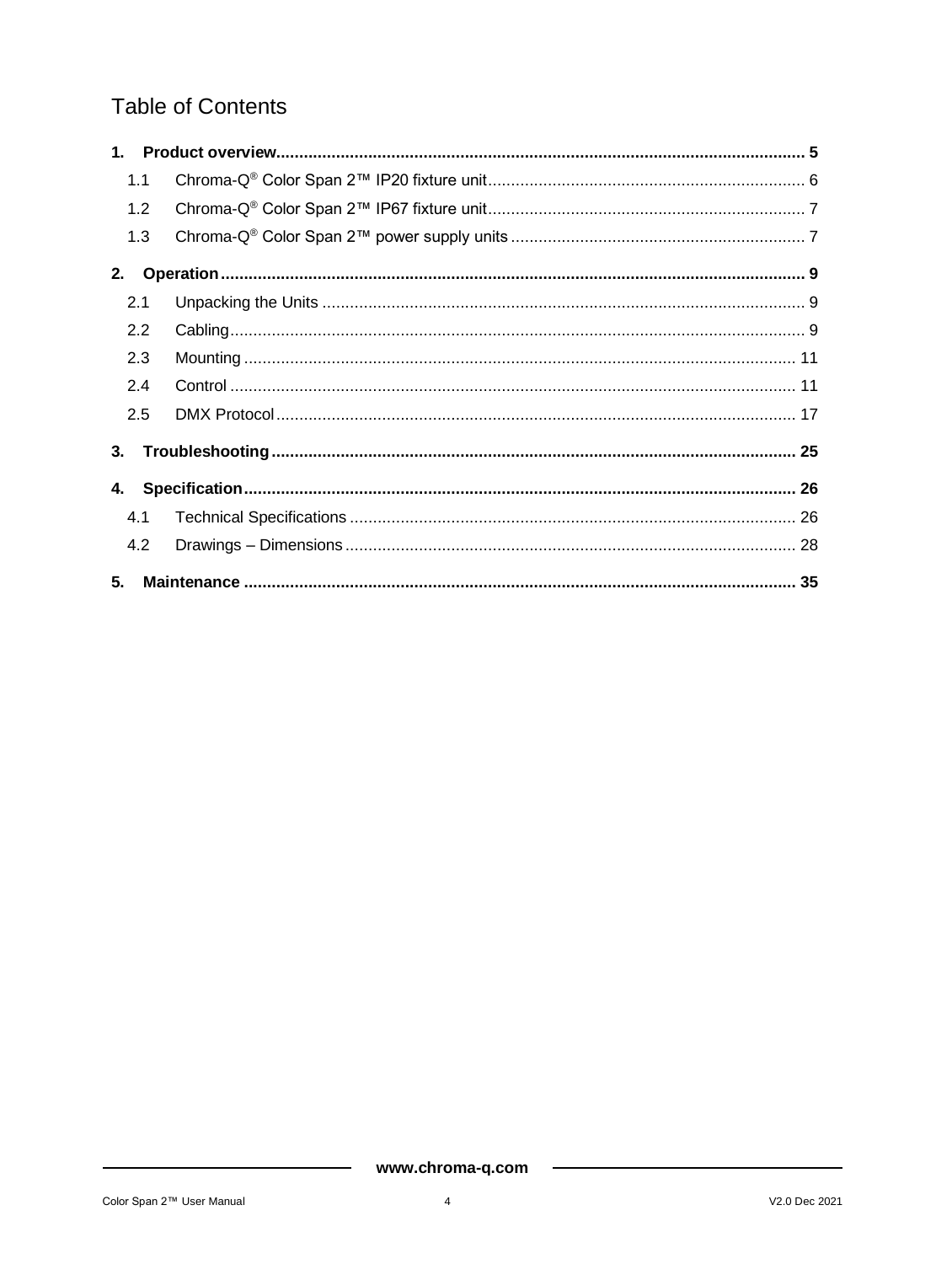# Table of Contents

**1. Product overview** ........ **5**

- 1.1 Chroma-Q® Color Span 2™ IP20 fixture unit ........ 6
- 1.2 Chroma-Q® Color Span 2™ IP67 fixture unit ........ 7
- 1.3 Chroma-Q® Color Span 2™ power supply units ........ 7

**2. Operation** ........ **9**

- 2.1 Unpacking the Units ........ 9
- 2.2 Cabling ........ 9
- 2.3 Mounting ........ 11
- 2.4 Control ........ 11
- 2.5 DMX Protocol ........ 17

**3. Troubleshooting** ........ **25**

**4. Specification** ........ **26**

- 4.1 Technical Specifications ........ 26
- 4.2 Drawings – Dimensions ........ 28

**5. Maintenance** ........ **35**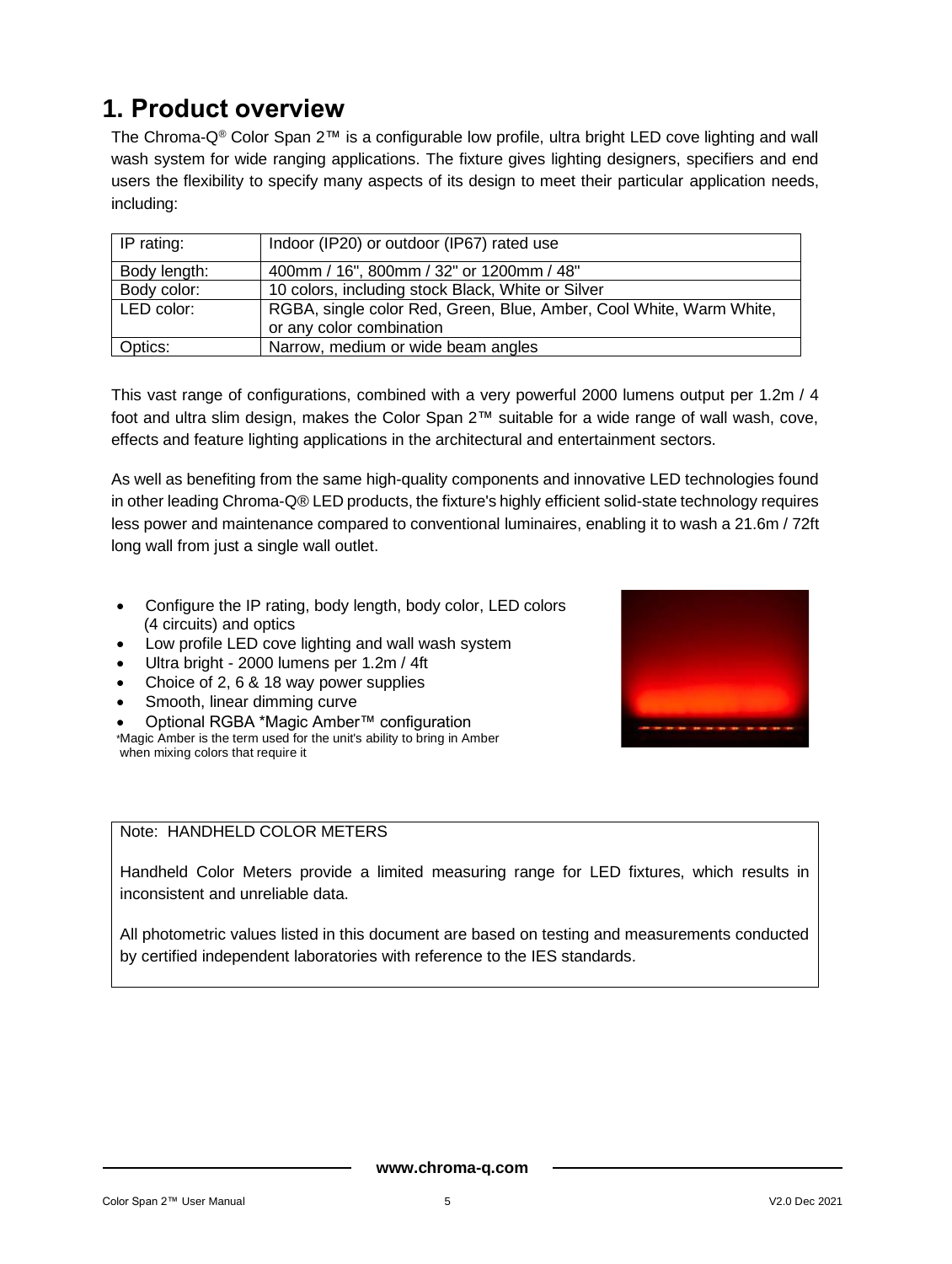# 1. Product overview

The Chroma-Q® Color Span 2™ is a configurable low profile, ultra bright LED cove lighting and wall wash system for wide ranging applications. The fixture gives lighting designers, specifiers and end users the flexibility to specify many aspects of its design to meet their particular application needs, including:

| IP rating: | Indoor (IP20) or outdoor (IP67) rated use |
|---|---|
| Body length: | 400mm / 16", 800mm / 32" or 1200mm / 48" |
| Body color: | 10 colors, including stock Black, White or Silver |
| LED color: | RGBA, single color Red, Green, Blue, Amber, Cool White, Warm White, or any color combination |
| Optics: | Narrow, medium or wide beam angles |

This vast range of configurations, combined with a very powerful 2000 lumens output per 1.2m / 4 foot and ultra slim design, makes the Color Span 2™ suitable for a wide range of wall wash, cove, effects and feature lighting applications in the architectural and entertainment sectors.

As well as benefiting from the same high-quality components and innovative LED technologies found in other leading Chroma-Q® LED products, the fixture's highly efficient solid-state technology requires less power and maintenance compared to conventional luminaires, enabling it to wash a 21.6m / 72ft long wall from just a single wall outlet.

- Configure the IP rating, body length, body color, LED colors (4 circuits) and optics
- Low profile LED cove lighting and wall wash system
- Ultra bright - 2000 lumens per 1.2m / 4ft
- Choice of 2, 6 & 18 way power supplies
- Smooth, linear dimming curve
- Optional RGBA *Magic Amber™ configuration

*Magic Amber is the term used for the unit's ability to bring in Amber when mixing colors that require it

> Note: HANDHELD COLOR METERS
>
> Handheld Color Meters provide a limited measuring range for LED fixtures, which results in inconsistent and unreliable data.
>
> All photometric values listed in this document are based on testing and measurements conducted by certified independent laboratories with reference to the IES standards.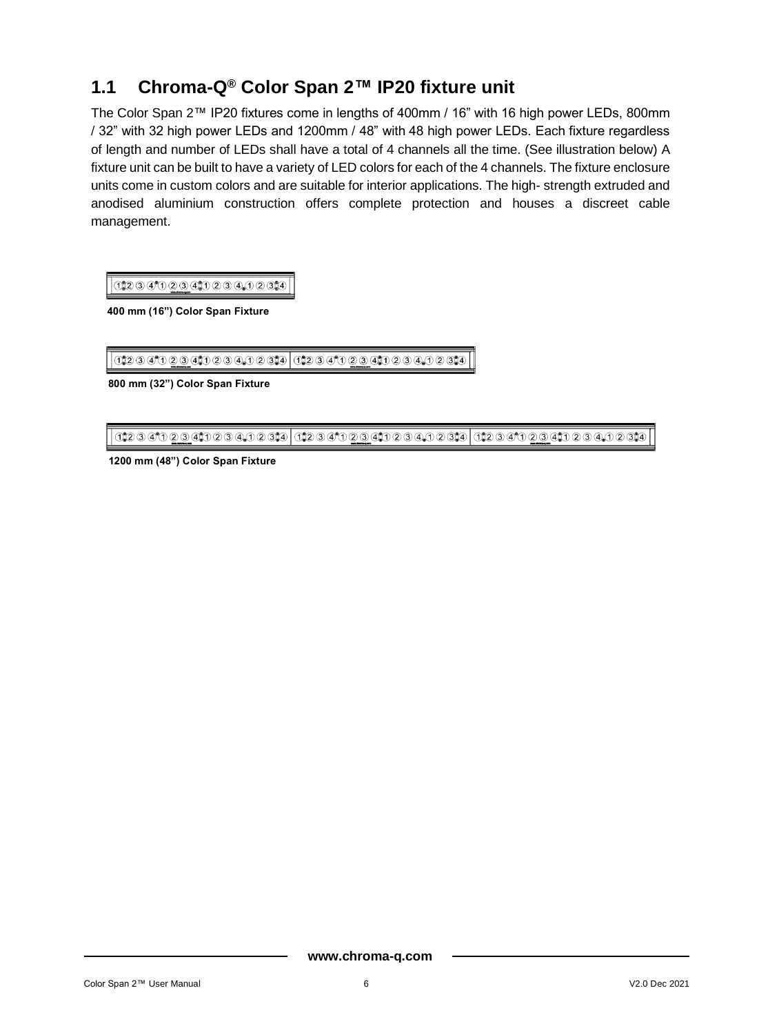## 1.1 Chroma-Q® Color Span 2™ IP20 fixture unit

The Color Span 2™ IP20 fixtures come in lengths of 400mm / 16" with 16 high power LEDs, 800mm / 32" with 32 high power LEDs and 1200mm / 48" with 48 high power LEDs. Each fixture regardless of length and number of LEDs shall have a total of 4 channels all the time. (See illustration below) A fixture unit can be built to have a variety of LED colors for each of the 4 channels. The fixture enclosure units come in custom colors and are suitable for interior applications. The high- strength extruded and anodised aluminium construction offers complete protection and houses a discreet cable management.

**400 mm (16") Color Span Fixture**

**800 mm (32") Color Span Fixture**

**1200 mm (48") Color Span Fixture**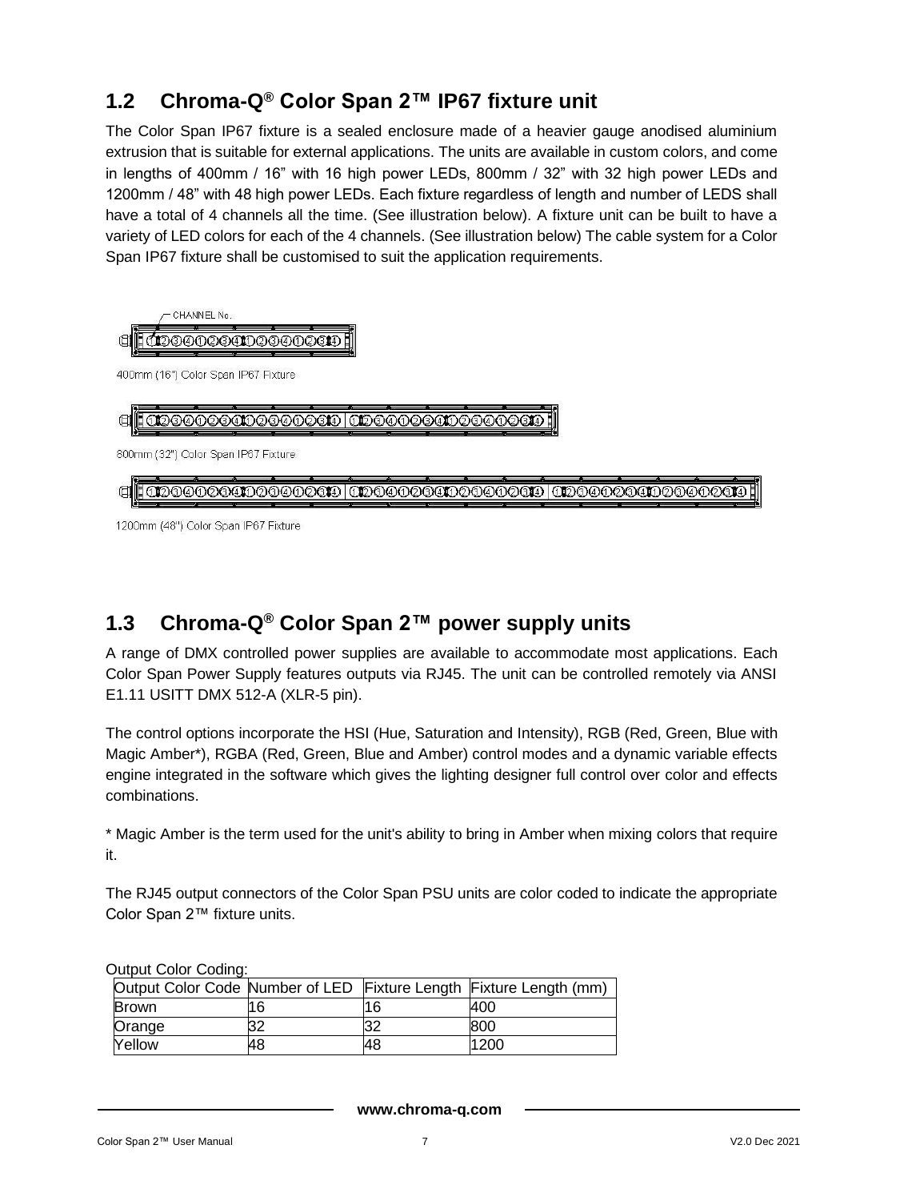## 1.2 Chroma-Q® Color Span 2™ IP67 fixture unit

The Color Span IP67 fixture is a sealed enclosure made of a heavier gauge anodised aluminium extrusion that is suitable for external applications. The units are available in custom colors, and come in lengths of 400mm / 16" with 16 high power LEDs, 800mm / 32" with 32 high power LEDs and 1200mm / 48" with 48 high power LEDs. Each fixture regardless of length and number of LEDS shall have a total of 4 channels all the time. (See illustration below). A fixture unit can be built to have a variety of LED colors for each of the 4 channels. (See illustration below) The cable system for a Color Span IP67 fixture shall be customised to suit the application requirements.

CHANNEL No.

400mm (16") Color Span IP67 Fixture

800mm (32") Color Span IP67 Fixture

1200mm (48") Color Span IP67 Fixture

## 1.3 Chroma-Q® Color Span 2™ power supply units

A range of DMX controlled power supplies are available to accommodate most applications. Each Color Span Power Supply features outputs via RJ45. The unit can be controlled remotely via ANSI E1.11 USITT DMX 512-A (XLR-5 pin).

The control options incorporate the HSI (Hue, Saturation and Intensity), RGB (Red, Green, Blue with Magic Amber*), RGBA (Red, Green, Blue and Amber) control modes and a dynamic variable effects engine integrated in the software which gives the lighting designer full control over color and effects combinations.

* Magic Amber is the term used for the unit's ability to bring in Amber when mixing colors that require it.

The RJ45 output connectors of the Color Span PSU units are color coded to indicate the appropriate Color Span 2™ fixture units.

Output Color Coding:

| Output Color Code | Number of LED | Fixture Length | Fixture Length (mm) |
|---|---|---|---|
| Brown | 16 | 16 | 400 |
| Orange | 32 | 32 | 800 |
| Yellow | 48 | 48 | 1200 |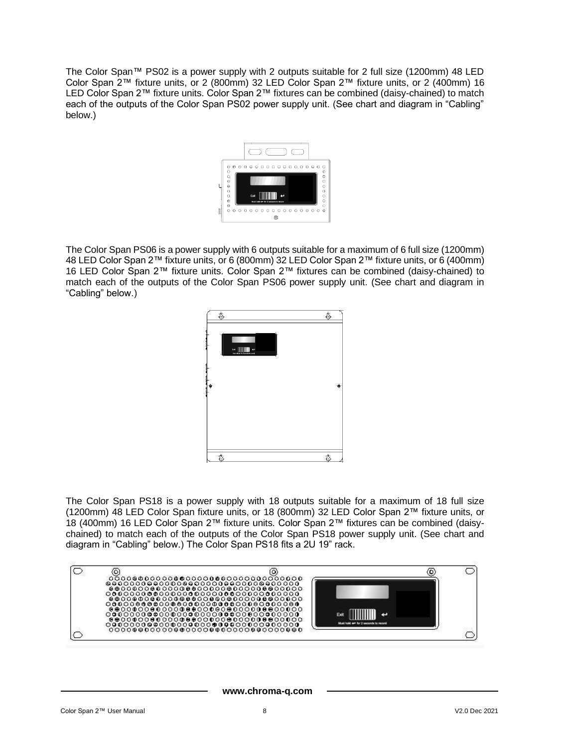The Color Span™ PS02 is a power supply with 2 outputs suitable for 2 full size (1200mm) 48 LED Color Span 2™ fixture units, or 2 (800mm) 32 LED Color Span 2™ fixture units, or 2 (400mm) 16 LED Color Span 2™ fixture units. Color Span 2™ fixtures can be combined (daisy-chained) to match each of the outputs of the Color Span PS02 power supply unit. (See chart and diagram in "Cabling" below.)

The Color Span PS06 is a power supply with 6 outputs suitable for a maximum of 6 full size (1200mm) 48 LED Color Span 2™ fixture units, or 6 (800mm) 32 LED Color Span 2™ fixture units, or 6 (400mm) 16 LED Color Span 2™ fixture units. Color Span 2™ fixtures can be combined (daisy-chained) to match each of the outputs of the Color Span PS06 power supply unit. (See chart and diagram in "Cabling" below.)

The Color Span PS18 is a power supply with 18 outputs suitable for a maximum of 18 full size (1200mm) 48 LED Color Span fixture units, or 18 (800mm) 32 LED Color Span 2™ fixture units, or 18 (400mm) 16 LED Color Span 2™ fixture units. Color Span 2™ fixtures can be combined (daisy-chained) to match each of the outputs of the Color Span PS18 power supply unit. (See chart and diagram in "Cabling" below.) The Color Span PS18 fits a 2U 19" rack.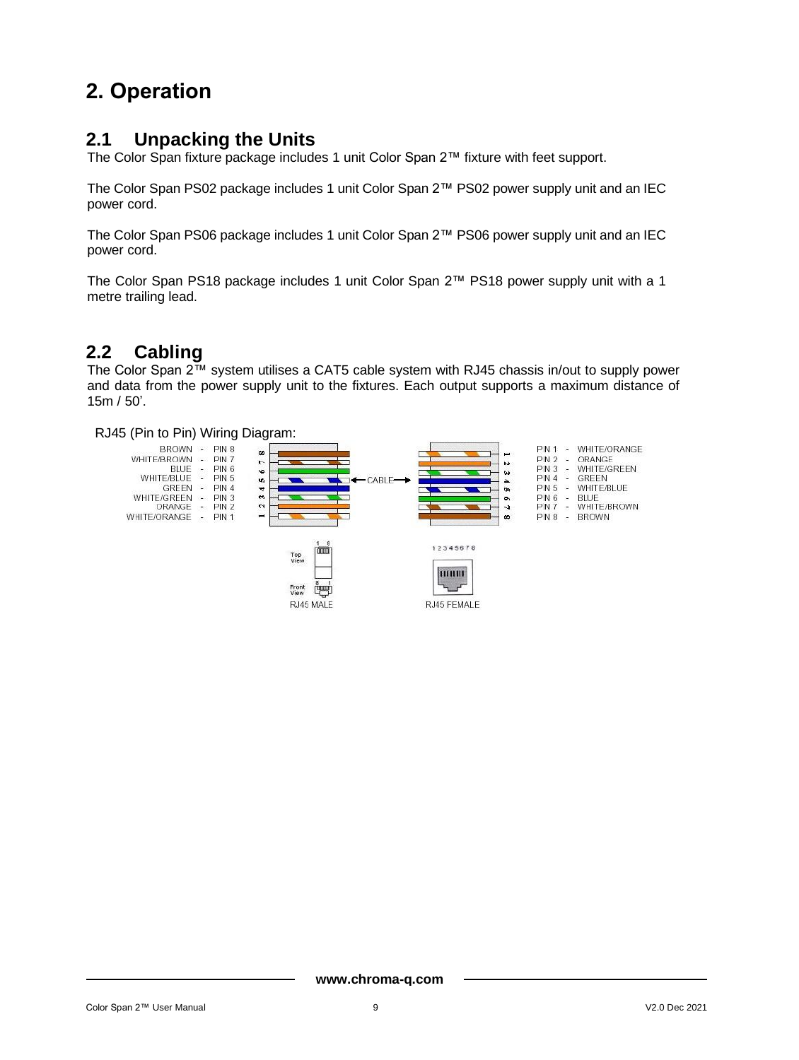# 2. Operation

## 2.1 Unpacking the Units

The Color Span fixture package includes 1 unit Color Span 2™ fixture with feet support.

The Color Span PS02 package includes 1 unit Color Span 2™ PS02 power supply unit and an IEC power cord.

The Color Span PS06 package includes 1 unit Color Span 2™ PS06 power supply unit and an IEC power cord.

The Color Span PS18 package includes 1 unit Color Span 2™ PS18 power supply unit with a 1 metre trailing lead.

## 2.2 Cabling

The Color Span 2™ system utilises a CAT5 cable system with RJ45 chassis in/out to supply power and data from the power supply unit to the fixtures. Each output supports a maximum distance of 15m / 50'.

RJ45 (Pin to Pin) Wiring Diagram:

BROWN - PIN 8
WHITE/BROWN - PIN 7
BLUE - PIN 6
WHITE/BLUE - PIN 5
GREEN - PIN 4
WHITE/GREEN - PIN 3
ORANGE - PIN 2
WHITE/ORANGE - PIN 1

CABLE

PIN 1 - WHITE/ORANGE
PIN 2 - ORANGE
PIN 3 - WHITE/GREEN
PIN 4 - GREEN
PIN 5 - WHITE/BLUE
PIN 6 - BLUE
PIN 7 - WHITE/BROWN
PIN 8 - BROWN

Top View
Front View
RJ45 MALE

RJ45 FEMALE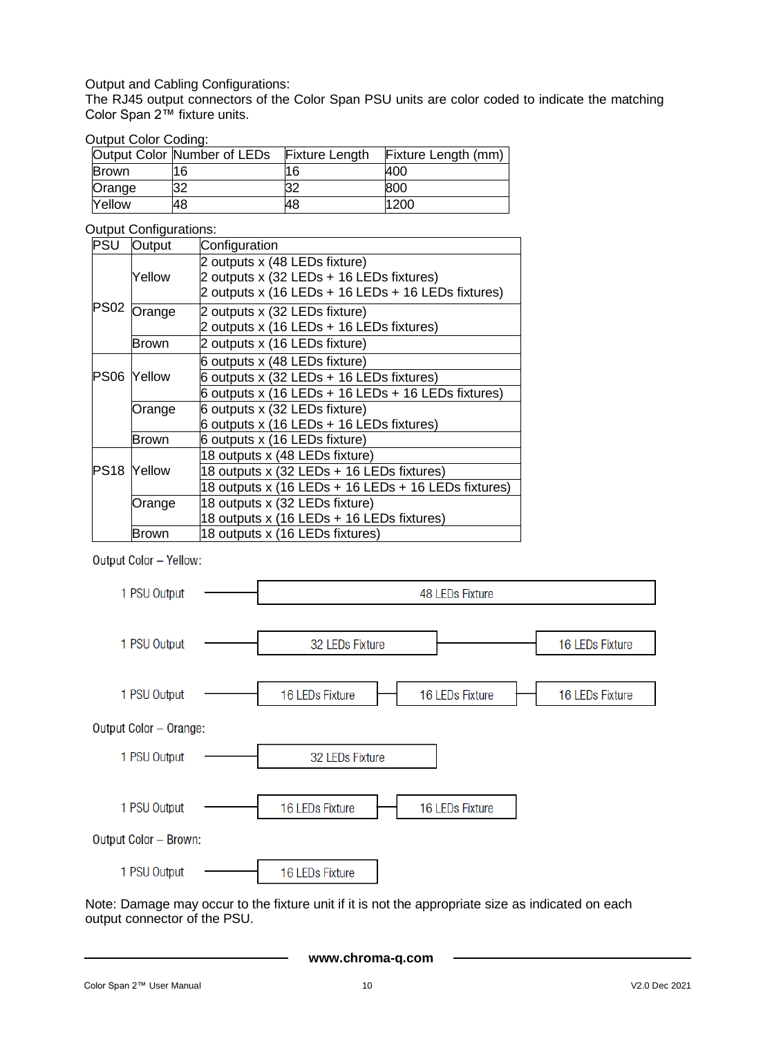Output and Cabling Configurations:
The RJ45 output connectors of the Color Span PSU units are color coded to indicate the matching Color Span 2™ fixture units.

Output Color Coding:

| Output Color | Number of LEDs | Fixture Length | Fixture Length (mm) |
|---|---|---|---|
| Brown | 16 | 16 | 400 |
| Orange | 32 | 32 | 800 |
| Yellow | 48 | 48 | 1200 |

Output Configurations:

| PSU | Output | Configuration |
|---|---|---|
| PS02 | Yellow | 2 outputs x (48 LEDs fixture)<br>2 outputs x (32 LEDs + 16 LEDs fixtures)<br>2 outputs x (16 LEDs + 16 LEDs + 16 LEDs fixtures) |
| | Orange | 2 outputs x (32 LEDs fixture)<br>2 outputs x (16 LEDs + 16 LEDs fixtures) |
| | Brown | 2 outputs x (16 LEDs fixture) |
| PS06 | Yellow | 6 outputs x (48 LEDs fixture)<br>6 outputs x (32 LEDs + 16 LEDs fixtures)<br>6 outputs x (16 LEDs + 16 LEDs + 16 LEDs fixtures) |
| | Orange | 6 outputs x (32 LEDs fixture)<br>6 outputs x (16 LEDs + 16 LEDs fixtures) |
| | Brown | 6 outputs x (16 LEDs fixture) |
| PS18 | Yellow | 18 outputs x (48 LEDs fixture)<br>18 outputs x (32 LEDs + 16 LEDs fixtures)<br>18 outputs x (16 LEDs + 16 LEDs + 16 LEDs fixtures) |
| | Orange | 18 outputs x (32 LEDs fixture)<br>18 outputs x (16 LEDs + 16 LEDs fixtures) |
| | Brown | 18 outputs x (16 LEDs fixtures) |

Output Color – Yellow:

1 PSU Output — 48 LEDs Fixture

1 PSU Output — 32 LEDs Fixture — 16 LEDs Fixture

1 PSU Output — 16 LEDs Fixture — 16 LEDs Fixture — 16 LEDs Fixture

Output Color – Orange:

1 PSU Output — 32 LEDs Fixture

1 PSU Output — 16 LEDs Fixture — 16 LEDs Fixture

Output Color – Brown:

1 PSU Output — 16 LEDs Fixture

Note: Damage may occur to the fixture unit if it is not the appropriate size as indicated on each output connector of the PSU.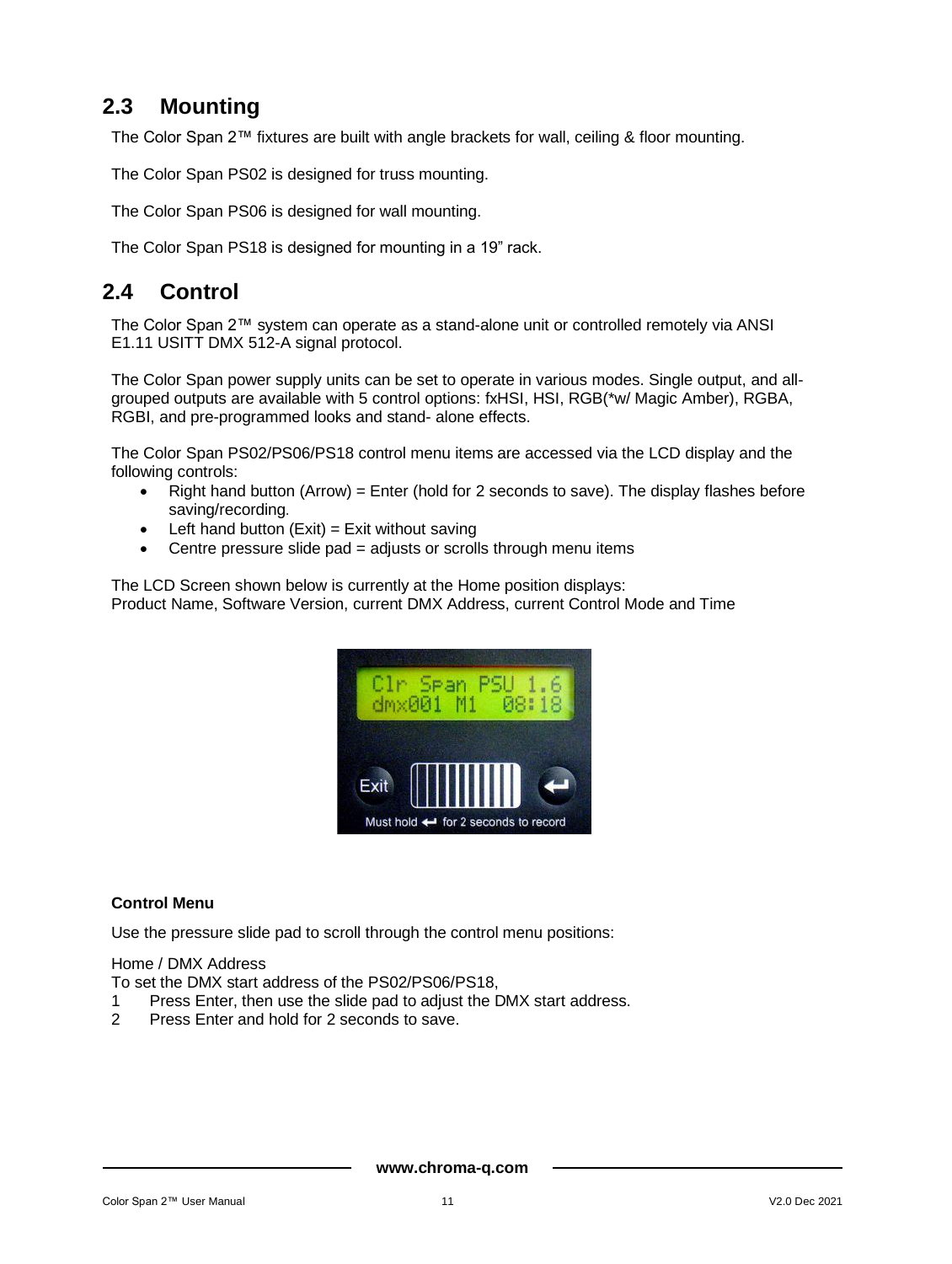## 2.3 Mounting

The Color Span 2™ fixtures are built with angle brackets for wall, ceiling & floor mounting.

The Color Span PS02 is designed for truss mounting.

The Color Span PS06 is designed for wall mounting.

The Color Span PS18 is designed for mounting in a 19" rack.

## 2.4 Control

The Color Span 2™ system can operate as a stand-alone unit or controlled remotely via ANSI E1.11 USITT DMX 512-A signal protocol.

The Color Span power supply units can be set to operate in various modes. Single output, and all-grouped outputs are available with 5 control options: fxHSI, HSI, RGB(*w/ Magic Amber), RGBA, RGBI, and pre-programmed looks and stand- alone effects.

The Color Span PS02/PS06/PS18 control menu items are accessed via the LCD display and the following controls:

- Right hand button (Arrow) = Enter (hold for 2 seconds to save). The display flashes before saving/recording.
- Left hand button (Exit) = Exit without saving
- Centre pressure slide pad = adjusts or scrolls through menu items

The LCD Screen shown below is currently at the Home position displays:
Product Name, Software Version, current DMX Address, current Control Mode and Time

**Control Menu**

Use the pressure slide pad to scroll through the control menu positions:

Home / DMX Address
To set the DMX start address of the PS02/PS06/PS18,

1. Press Enter, then use the slide pad to adjust the DMX start address.
2. Press Enter and hold for 2 seconds to save.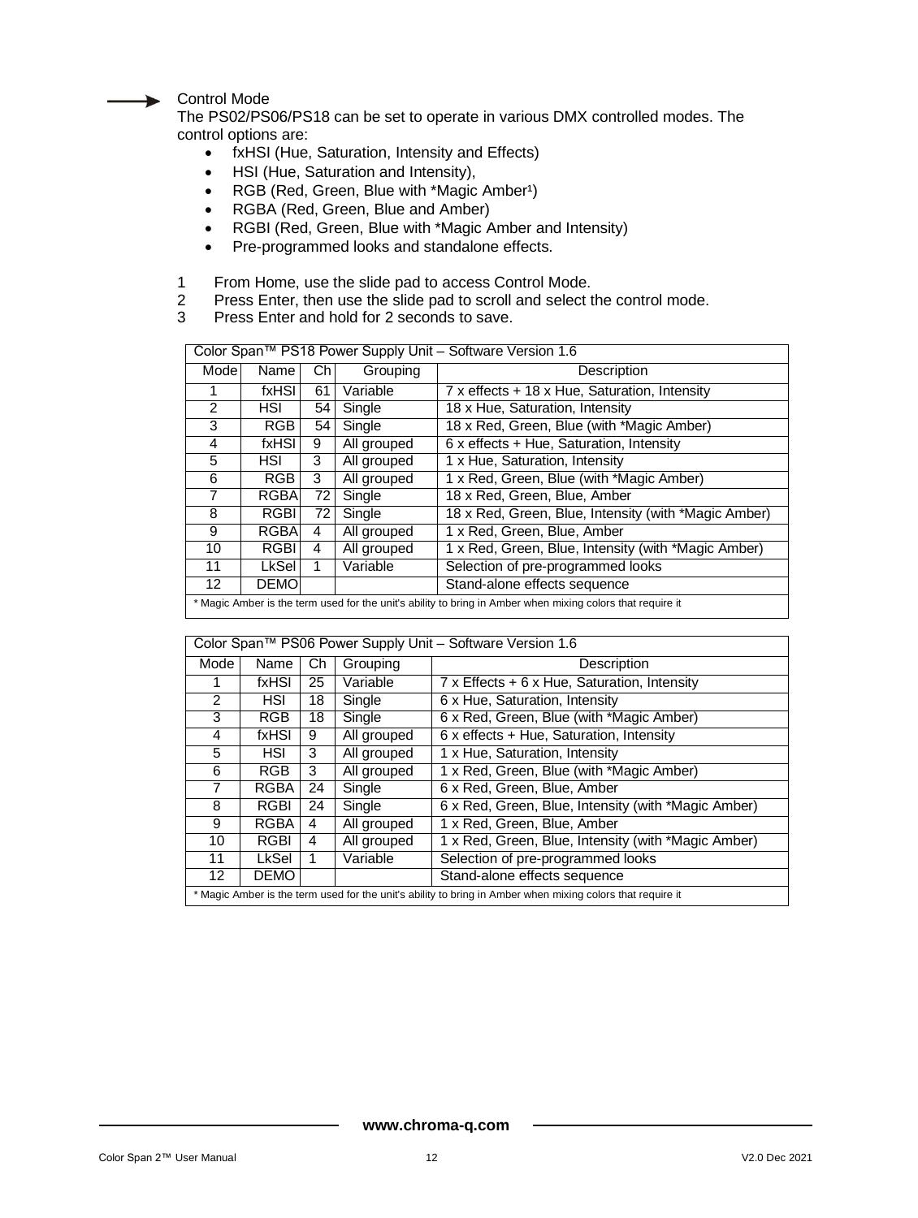### Control Mode

The PS02/PS06/PS18 can be set to operate in various DMX controlled modes. The control options are:

- fxHSI (Hue, Saturation, Intensity and Effects)
- HSI (Hue, Saturation and Intensity),
- RGB (Red, Green, Blue with *Magic Amber[1])
- RGBA (Red, Green, Blue and Amber)
- RGBI (Red, Green, Blue with *Magic Amber and Intensity)
- Pre-programmed looks and standalone effects.

1. From Home, use the slide pad to access Control Mode.
2. Press Enter, then use the slide pad to scroll and select the control mode.
3. Press Enter and hold for 2 seconds to save.

| Color Span™ PS18 Power Supply Unit – Software Version 1.6 | | | | |
|---|---|---|---|---|
| Mode | Name | Ch | Grouping | Description |
| 1 | fxHSI | 61 | Variable | 7 x effects + 18 x Hue, Saturation, Intensity |
| 2 | HSI | 54 | Single | 18 x Hue, Saturation, Intensity |
| 3 | RGB | 54 | Single | 18 x Red, Green, Blue (with *Magic Amber) |
| 4 | fxHSI | 9 | All grouped | 6 x effects + Hue, Saturation, Intensity |
| 5 | HSI | 3 | All grouped | 1 x Hue, Saturation, Intensity |
| 6 | RGB | 3 | All grouped | 1 x Red, Green, Blue (with *Magic Amber) |
| 7 | RGBA | 72 | Single | 18 x Red, Green, Blue, Amber |
| 8 | RGBI | 72 | Single | 18 x Red, Green, Blue, Intensity (with *Magic Amber) |
| 9 | RGBA | 4 | All grouped | 1 x Red, Green, Blue, Amber |
| 10 | RGBI | 4 | All grouped | 1 x Red, Green, Blue, Intensity (with *Magic Amber) |
| 11 | LkSel | 1 | Variable | Selection of pre-programmed looks |
| 12 | DEMO | | | Stand-alone effects sequence |

* Magic Amber is the term used for the unit's ability to bring in Amber when mixing colors that require it

| Color Span™ PS06 Power Supply Unit – Software Version 1.6 | | | | |
|---|---|---|---|---|
| Mode | Name | Ch | Grouping | Description |
| 1 | fxHSI | 25 | Variable | 7 x Effects + 6 x Hue, Saturation, Intensity |
| 2 | HSI | 18 | Single | 6 x Hue, Saturation, Intensity |
| 3 | RGB | 18 | Single | 6 x Red, Green, Blue (with *Magic Amber) |
| 4 | fxHSI | 9 | All grouped | 6 x effects + Hue, Saturation, Intensity |
| 5 | HSI | 3 | All grouped | 1 x Hue, Saturation, Intensity |
| 6 | RGB | 3 | All grouped | 1 x Red, Green, Blue (with *Magic Amber) |
| 7 | RGBA | 24 | Single | 6 x Red, Green, Blue, Amber |
| 8 | RGBI | 24 | Single | 6 x Red, Green, Blue, Intensity (with *Magic Amber) |
| 9 | RGBA | 4 | All grouped | 1 x Red, Green, Blue, Amber |
| 10 | RGBI | 4 | All grouped | 1 x Red, Green, Blue, Intensity (with *Magic Amber) |
| 11 | LkSel | 1 | Variable | Selection of pre-programmed looks |
| 12 | DEMO | | | Stand-alone effects sequence |

* Magic Amber is the term used for the unit's ability to bring in Amber when mixing colors that require it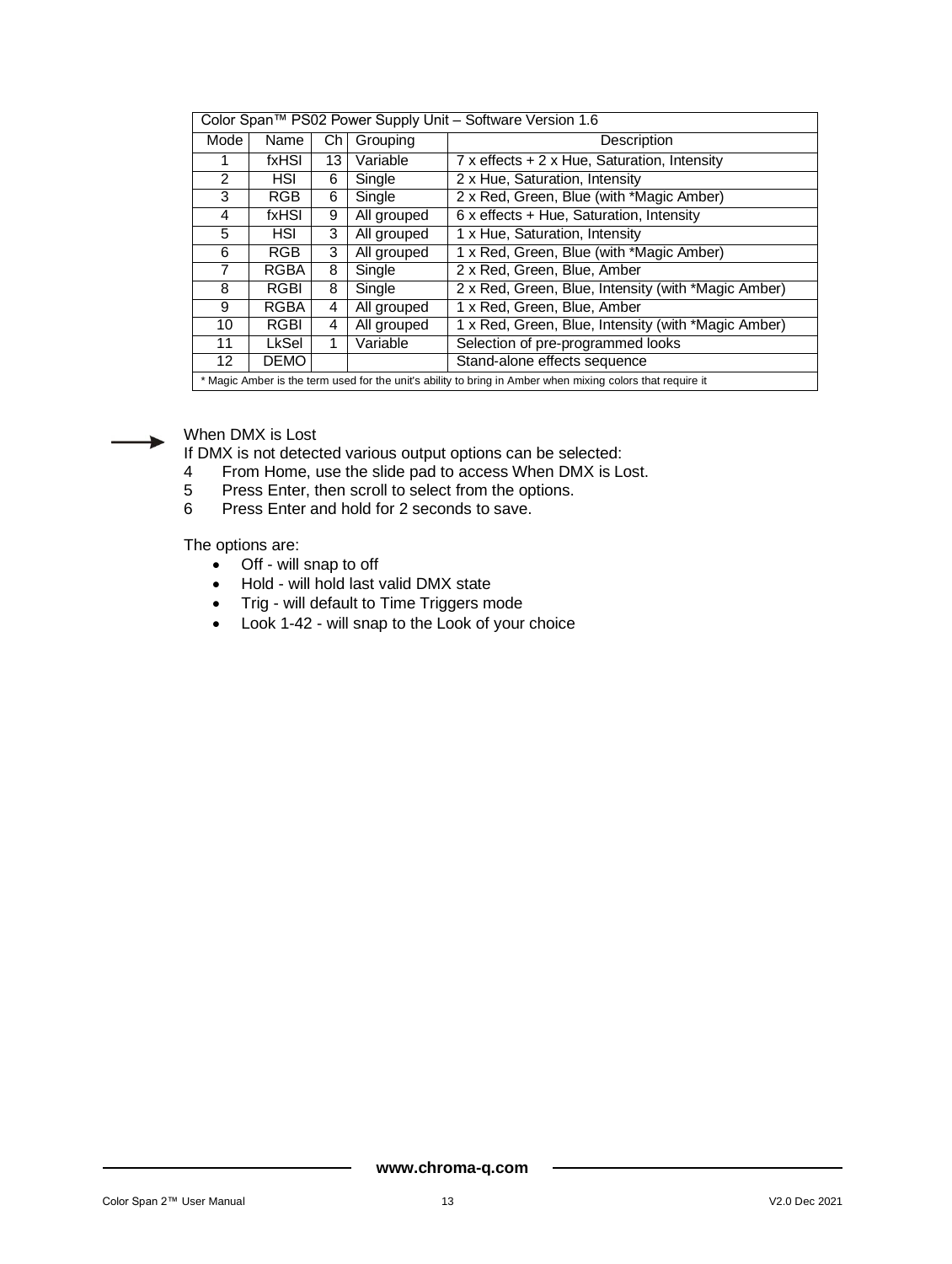| Color Span™ PS02 Power Supply Unit – Software Version 1.6 | | | | |
|---|---|---|---|---|
| Mode | Name | Ch | Grouping | Description |
| 1 | fxHSI | 13 | Variable | 7 x effects + 2 x Hue, Saturation, Intensity |
| 2 | HSI | 6 | Single | 2 x Hue, Saturation, Intensity |
| 3 | RGB | 6 | Single | 2 x Red, Green, Blue (with *Magic Amber) |
| 4 | fxHSI | 9 | All grouped | 6 x effects + Hue, Saturation, Intensity |
| 5 | HSI | 3 | All grouped | 1 x Hue, Saturation, Intensity |
| 6 | RGB | 3 | All grouped | 1 x Red, Green, Blue (with *Magic Amber) |
| 7 | RGBA | 8 | Single | 2 x Red, Green, Blue, Amber |
| 8 | RGBI | 8 | Single | 2 x Red, Green, Blue, Intensity (with *Magic Amber) |
| 9 | RGBA | 4 | All grouped | 1 x Red, Green, Blue, Amber |
| 10 | RGBI | 4 | All grouped | 1 x Red, Green, Blue, Intensity (with *Magic Amber) |
| 11 | LkSel | 1 | Variable | Selection of pre-programmed looks |
| 12 | DEMO | | | Stand-alone effects sequence |

* Magic Amber is the term used for the unit's ability to bring in Amber when mixing colors that require it

→ When DMX is Lost

If DMX is not detected various output options can be selected:

4 From Home, use the slide pad to access When DMX is Lost.
5 Press Enter, then scroll to select from the options.
6 Press Enter and hold for 2 seconds to save.

The options are:

- Off - will snap to off
- Hold - will hold last valid DMX state
- Trig - will default to Time Triggers mode
- Look 1-42 - will snap to the Look of your choice

**www.chroma-q.com**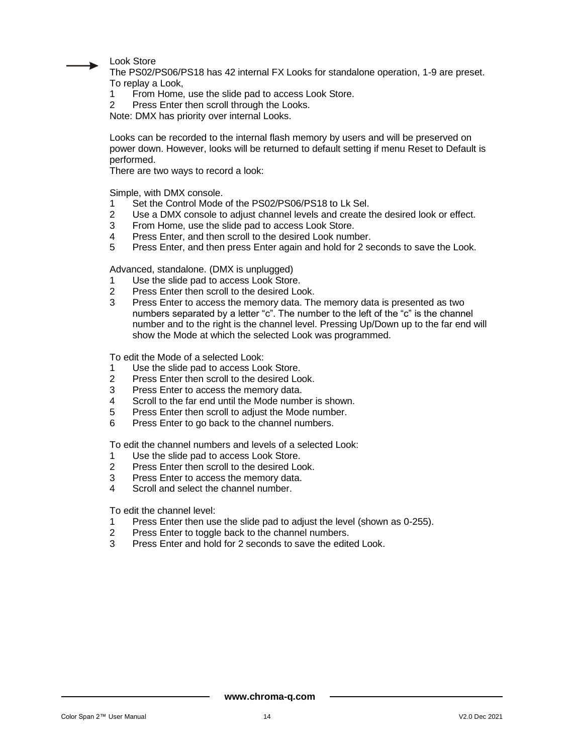## Look Store

The PS02/PS06/PS18 has 42 internal FX Looks for standalone operation, 1-9 are preset. To replay a Look,

1. From Home, use the slide pad to access Look Store.
2. Press Enter then scroll through the Looks.

Note: DMX has priority over internal Looks.

Looks can be recorded to the internal flash memory by users and will be preserved on power down. However, looks will be returned to default setting if menu Reset to Default is performed.

There are two ways to record a look:

Simple, with DMX console.

1. Set the Control Mode of the PS02/PS06/PS18 to Lk Sel.
2. Use a DMX console to adjust channel levels and create the desired look or effect.
3. From Home, use the slide pad to access Look Store.
4. Press Enter, and then scroll to the desired Look number.
5. Press Enter, and then press Enter again and hold for 2 seconds to save the Look.

Advanced, standalone. (DMX is unplugged)

1. Use the slide pad to access Look Store.
2. Press Enter then scroll to the desired Look.
3. Press Enter to access the memory data. The memory data is presented as two numbers separated by a letter “c”. The number to the left of the “c” is the channel number and to the right is the channel level. Pressing Up/Down up to the far end will show the Mode at which the selected Look was programmed.

To edit the Mode of a selected Look:

1. Use the slide pad to access Look Store.
2. Press Enter then scroll to the desired Look.
3. Press Enter to access the memory data.
4. Scroll to the far end until the Mode number is shown.
5. Press Enter then scroll to adjust the Mode number.
6. Press Enter to go back to the channel numbers.

To edit the channel numbers and levels of a selected Look:

1. Use the slide pad to access Look Store.
2. Press Enter then scroll to the desired Look.
3. Press Enter to access the memory data.
4. Scroll and select the channel number.

To edit the channel level:

1. Press Enter then use the slide pad to adjust the level (shown as 0-255).
2. Press Enter to toggle back to the channel numbers.
3. Press Enter and hold for 2 seconds to save the edited Look.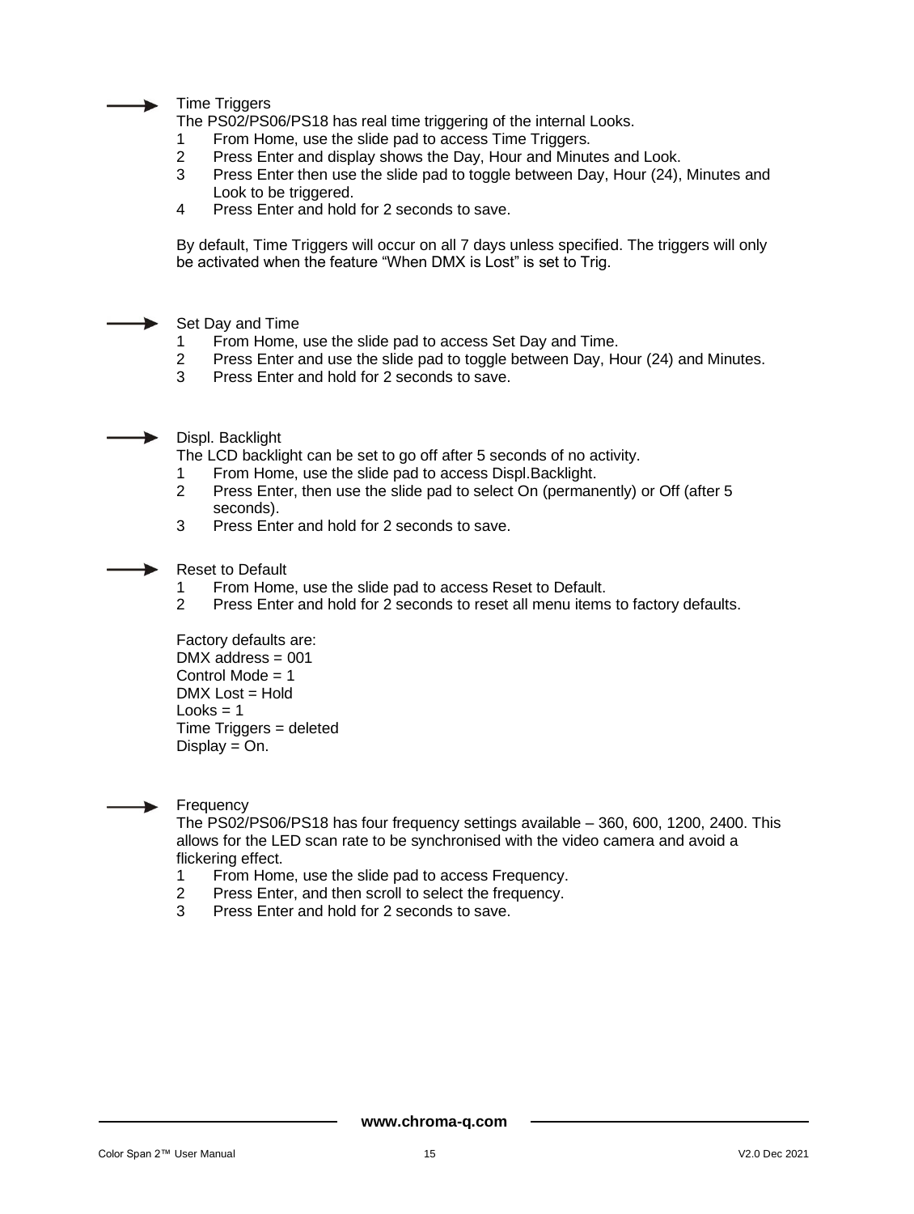### Time Triggers

The PS02/PS06/PS18 has real time triggering of the internal Looks.

1. From Home, use the slide pad to access Time Triggers.
2. Press Enter and display shows the Day, Hour and Minutes and Look.
3. Press Enter then use the slide pad to toggle between Day, Hour (24), Minutes and Look to be triggered.
4. Press Enter and hold for 2 seconds to save.

By default, Time Triggers will occur on all 7 days unless specified. The triggers will only be activated when the feature "When DMX is Lost" is set to Trig.

### Set Day and Time

1. From Home, use the slide pad to access Set Day and Time.
2. Press Enter and use the slide pad to toggle between Day, Hour (24) and Minutes.
3. Press Enter and hold for 2 seconds to save.

### Displ. Backlight

The LCD backlight can be set to go off after 5 seconds of no activity.

1. From Home, use the slide pad to access Displ.Backlight.
2. Press Enter, then use the slide pad to select On (permanently) or Off (after 5 seconds).
3. Press Enter and hold for 2 seconds to save.

### Reset to Default

1. From Home, use the slide pad to access Reset to Default.
2. Press Enter and hold for 2 seconds to reset all menu items to factory defaults.

Factory defaults are:
DMX address = 001
Control Mode = 1
DMX Lost = Hold
Looks = 1
Time Triggers = deleted
Display = On.

### Frequency

The PS02/PS06/PS18 has four frequency settings available – 360, 600, 1200, 2400. This allows for the LED scan rate to be synchronised with the video camera and avoid a flickering effect.

1. From Home, use the slide pad to access Frequency.
2. Press Enter, and then scroll to select the frequency.
3. Press Enter and hold for 2 seconds to save.

www.chroma-q.com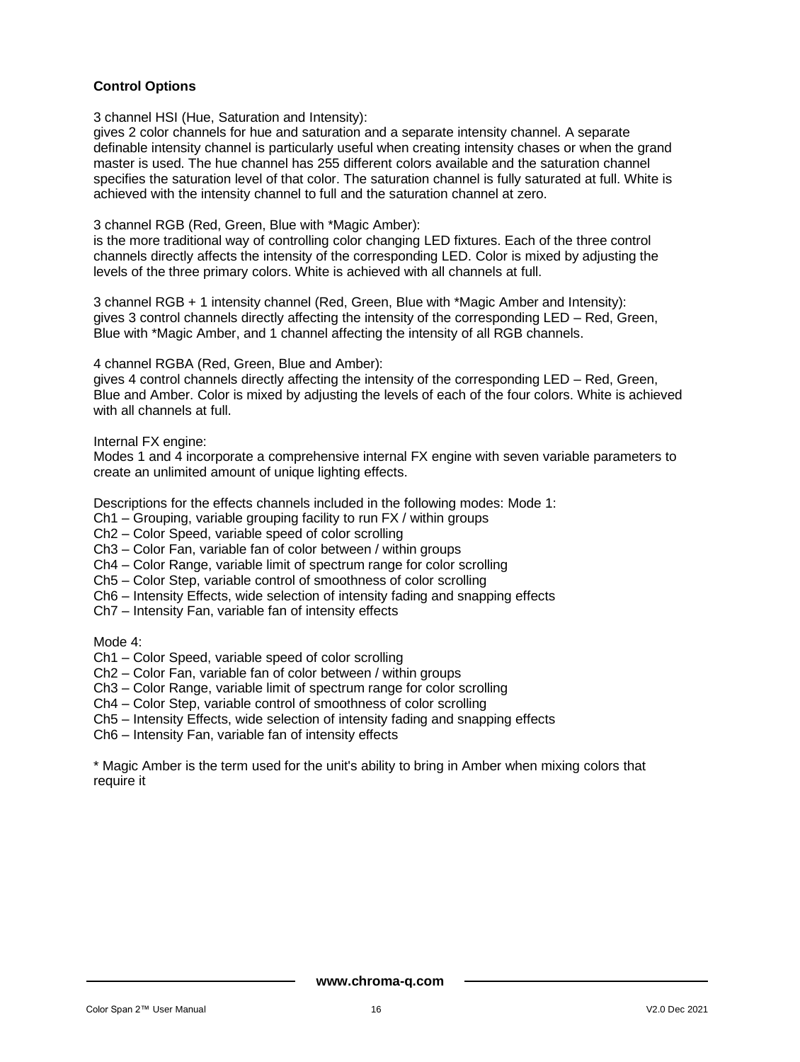## Control Options

3 channel HSI (Hue, Saturation and Intensity):
gives 2 color channels for hue and saturation and a separate intensity channel. A separate definable intensity channel is particularly useful when creating intensity chases or when the grand master is used. The hue channel has 255 different colors available and the saturation channel specifies the saturation level of that color. The saturation channel is fully saturated at full. White is achieved with the intensity channel to full and the saturation channel at zero.

3 channel RGB (Red, Green, Blue with *Magic Amber):
is the more traditional way of controlling color changing LED fixtures. Each of the three control channels directly affects the intensity of the corresponding LED. Color is mixed by adjusting the levels of the three primary colors. White is achieved with all channels at full.

3 channel RGB + 1 intensity channel (Red, Green, Blue with *Magic Amber and Intensity):
gives 3 control channels directly affecting the intensity of the corresponding LED – Red, Green, Blue with *Magic Amber, and 1 channel affecting the intensity of all RGB channels.

4 channel RGBA (Red, Green, Blue and Amber):
gives 4 control channels directly affecting the intensity of the corresponding LED – Red, Green, Blue and Amber. Color is mixed by adjusting the levels of each of the four colors. White is achieved with all channels at full.

Internal FX engine:
Modes 1 and 4 incorporate a comprehensive internal FX engine with seven variable parameters to create an unlimited amount of unique lighting effects.

Descriptions for the effects channels included in the following modes: Mode 1:
Ch1 – Grouping, variable grouping facility to run FX / within groups
Ch2 – Color Speed, variable speed of color scrolling
Ch3 – Color Fan, variable fan of color between / within groups
Ch4 – Color Range, variable limit of spectrum range for color scrolling
Ch5 – Color Step, variable control of smoothness of color scrolling
Ch6 – Intensity Effects, wide selection of intensity fading and snapping effects
Ch7 – Intensity Fan, variable fan of intensity effects

Mode 4:
Ch1 – Color Speed, variable speed of color scrolling
Ch2 – Color Fan, variable fan of color between / within groups
Ch3 – Color Range, variable limit of spectrum range for color scrolling
Ch4 – Color Step, variable control of smoothness of color scrolling
Ch5 – Intensity Effects, wide selection of intensity fading and snapping effects
Ch6 – Intensity Fan, variable fan of intensity effects

* Magic Amber is the term used for the unit's ability to bring in Amber when mixing colors that require it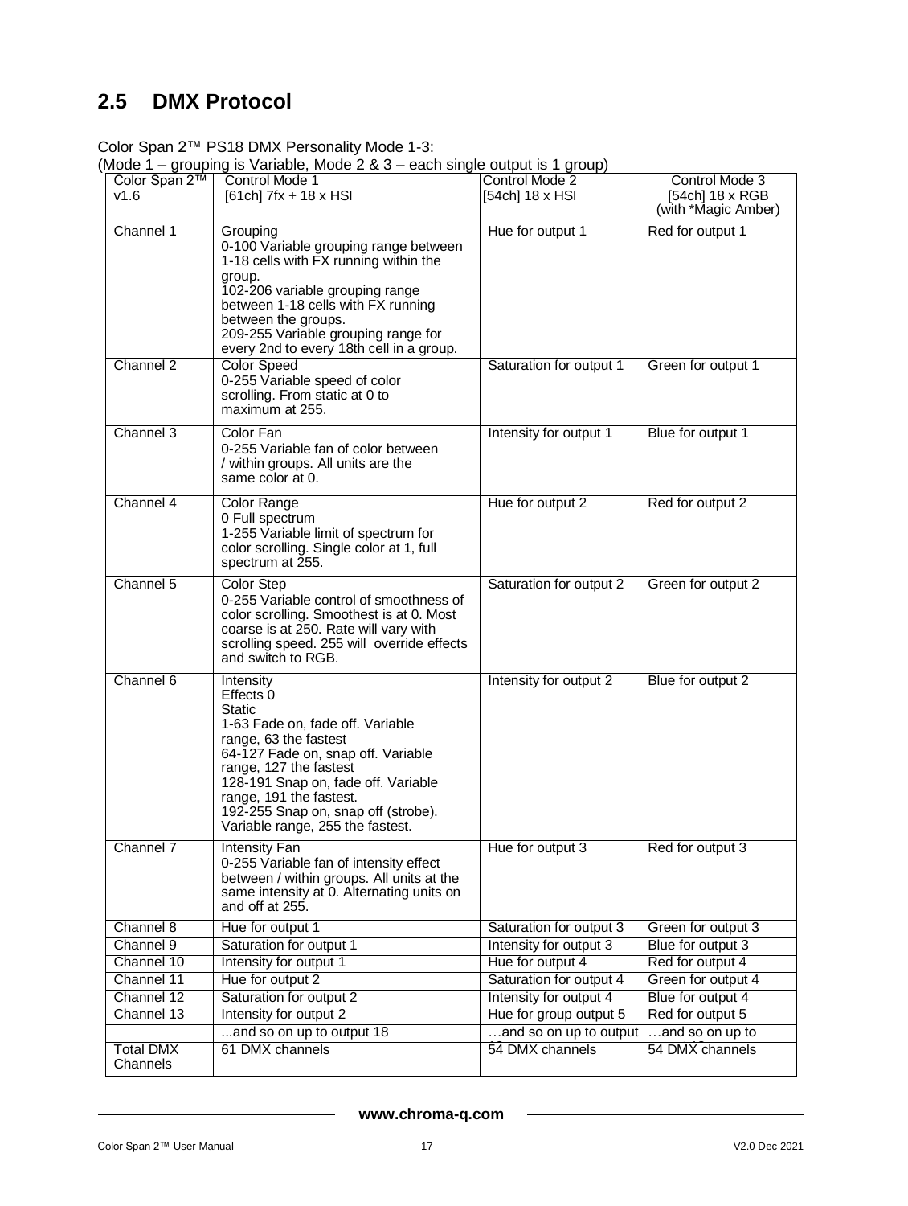## 2.5 DMX Protocol

Color Span 2™ PS18 DMX Personality Mode 1-3:
(Mode 1 – grouping is Variable, Mode 2 & 3 – each single output is 1 group)

| Color Span 2™ v1.6 | Control Mode 1 [61ch] 7fx + 18 x HSI | Control Mode 2 [54ch] 18 x HSI | Control Mode 3 [54ch] 18 x RGB (with *Magic Amber) |
|---|---|---|---|
| Channel 1 | Grouping<br>0-100 Variable grouping range between 1-18 cells with FX running within the group.<br>102-206 variable grouping range between 1-18 cells with FX running between the groups.<br>209-255 Variable grouping range for every 2nd to every 18th cell in a group. | Hue for output 1 | Red for output 1 |
| Channel 2 | Color Speed<br>0-255 Variable speed of color scrolling. From static at 0 to maximum at 255. | Saturation for output 1 | Green for output 1 |
| Channel 3 | Color Fan<br>0-255 Variable fan of color between / within groups. All units are the same color at 0. | Intensity for output 1 | Blue for output 1 |
| Channel 4 | Color Range<br>0 Full spectrum<br>1-255 Variable limit of spectrum for color scrolling. Single color at 1, full spectrum at 255. | Hue for output 2 | Red for output 2 |
| Channel 5 | Color Step<br>0-255 Variable control of smoothness of color scrolling. Smoothest is at 0. Most coarse is at 250. Rate will vary with scrolling speed. 255 will override effects and switch to RGB. | Saturation for output 2 | Green for output 2 |
| Channel 6 | Intensity<br>Effects 0<br>Static<br>1-63 Fade on, fade off. Variable range, 63 the fastest<br>64-127 Fade on, snap off. Variable range, 127 the fastest<br>128-191 Snap on, fade off. Variable range, 191 the fastest.<br>192-255 Snap on, snap off (strobe). Variable range, 255 the fastest. | Intensity for output 2 | Blue for output 2 |
| Channel 7 | Intensity Fan<br>0-255 Variable fan of intensity effect between / within groups. All units at the same intensity at 0. Alternating units on and off at 255. | Hue for output 3 | Red for output 3 |
| Channel 8 | Hue for output 1 | Saturation for output 3 | Green for output 3 |
| Channel 9 | Saturation for output 1 | Intensity for output 3 | Blue for output 3 |
| Channel 10 | Intensity for output 1 | Hue for output 4 | Red for output 4 |
| Channel 11 | Hue for output 2 | Saturation for output 4 | Green for output 4 |
| Channel 12 | Saturation for output 2 | Intensity for output 4 | Blue for output 4 |
| Channel 13 | Intensity for output 2 | Hue for group output 5 | Red for output 5 |
| | ...and so on up to output 18 | …and so on up to output 18 | …and so on up to 18 |
| Total DMX Channels | 61 DMX channels | 54 DMX channels | 54 DMX channels |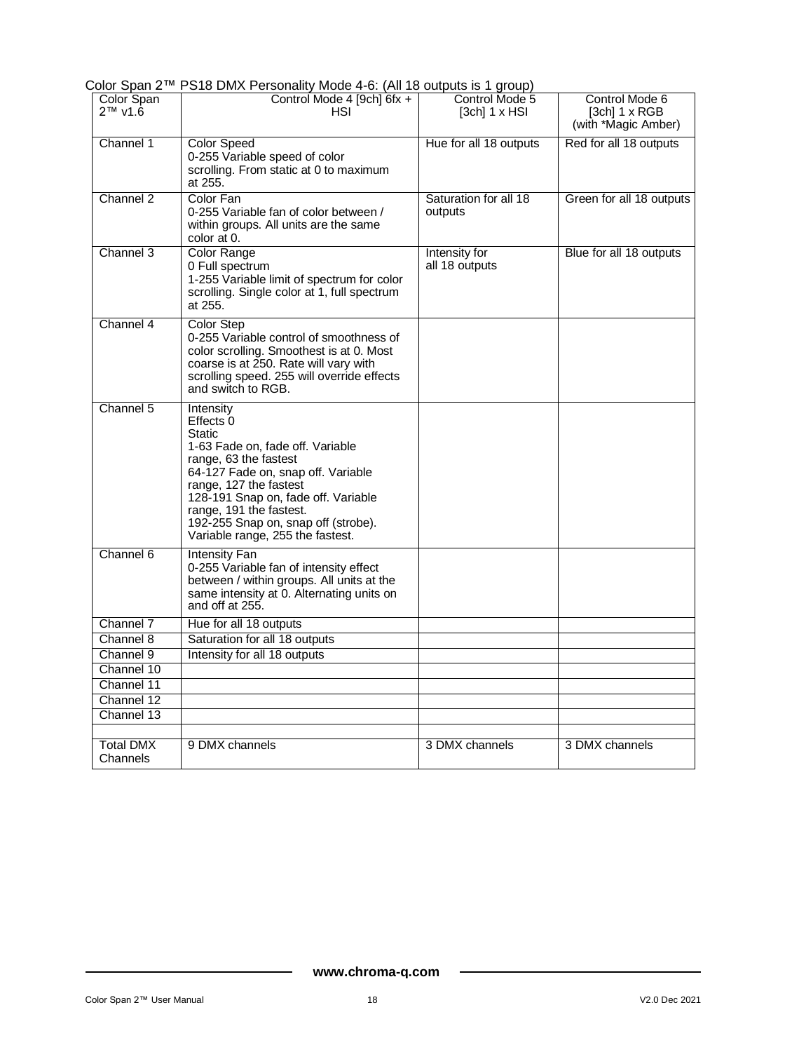Color Span 2™ PS18 DMX Personality Mode 4-6: (All 18 outputs is 1 group)

| Color Span 2™ v1.6 | Control Mode 4 [9ch] 6fx + HSI | Control Mode 5 [3ch] 1 x HSI | Control Mode 6 [3ch] 1 x RGB (with *Magic Amber) |
|---|---|---|---|
| Channel 1 | Color Speed<br>0-255 Variable speed of color scrolling. From static at 0 to maximum at 255. | Hue for all 18 outputs | Red for all 18 outputs |
| Channel 2 | Color Fan<br>0-255 Variable fan of color between / within groups. All units are the same color at 0. | Saturation for all 18 outputs | Green for all 18 outputs |
| Channel 3 | Color Range<br>0 Full spectrum<br>1-255 Variable limit of spectrum for color scrolling. Single color at 1, full spectrum at 255. | Intensity for all 18 outputs | Blue for all 18 outputs |
| Channel 4 | Color Step<br>0-255 Variable control of smoothness of color scrolling. Smoothest is at 0. Most coarse is at 250. Rate will vary with scrolling speed. 255 will override effects and switch to RGB. | | |
| Channel 5 | Intensity<br>Effects 0<br>Static<br>1-63 Fade on, fade off. Variable range, 63 the fastest<br>64-127 Fade on, snap off. Variable range, 127 the fastest<br>128-191 Snap on, fade off. Variable range, 191 the fastest.<br>192-255 Snap on, snap off (strobe). Variable range, 255 the fastest. | | |
| Channel 6 | Intensity Fan<br>0-255 Variable fan of intensity effect between / within groups. All units at the same intensity at 0. Alternating units on and off at 255. | | |
| Channel 7 | Hue for all 18 outputs | | |
| Channel 8 | Saturation for all 18 outputs | | |
| Channel 9 | Intensity for all 18 outputs | | |
| Channel 10 | | | |
| Channel 11 | | | |
| Channel 12 | | | |
| Channel 13 | | | |
| | | | |
| Total DMX Channels | 9 DMX channels | 3 DMX channels | 3 DMX channels |

www.chroma-q.com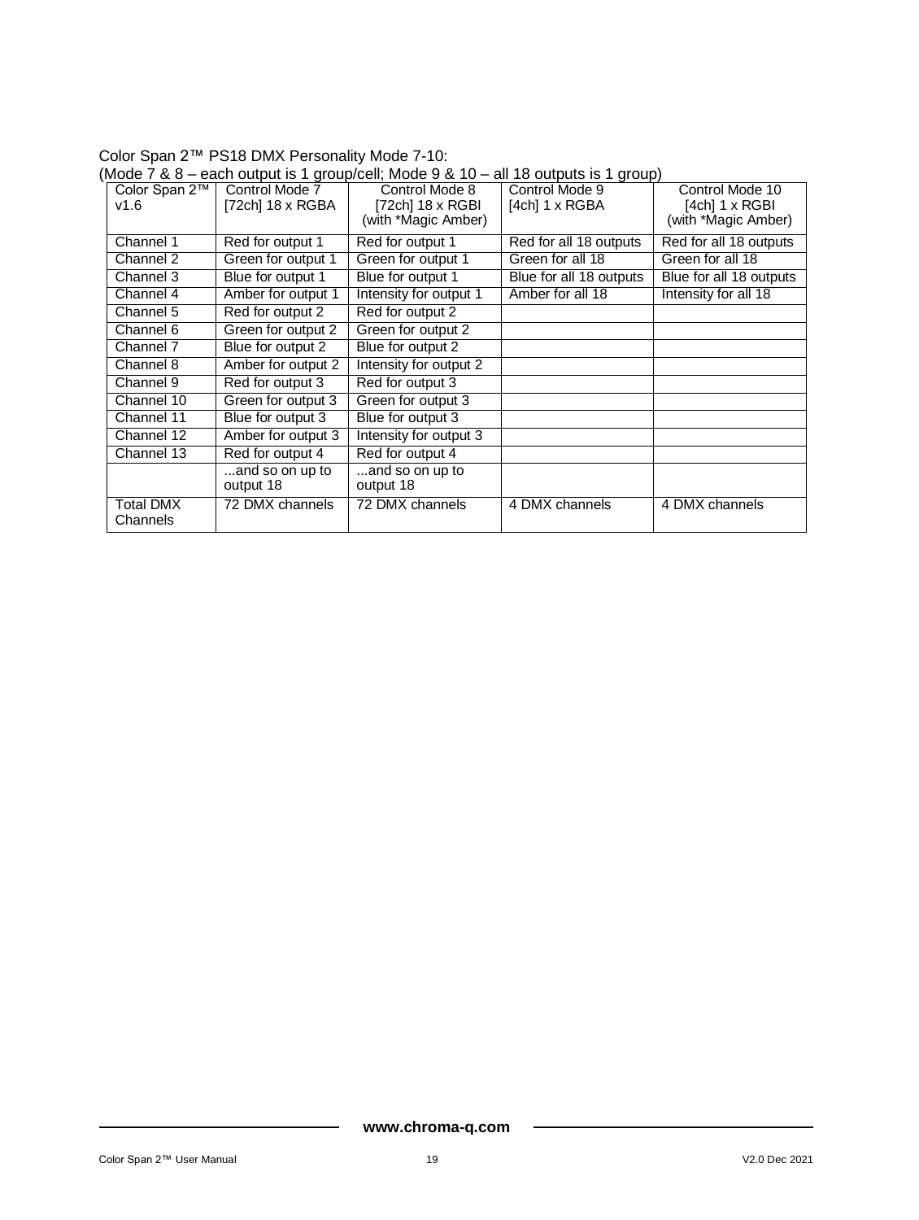Color Span 2™ PS18 DMX Personality Mode 7-10:
(Mode 7 & 8 – each output is 1 group/cell; Mode 9 & 10 – all 18 outputs is 1 group)

| Color Span 2™ v1.6 | Control Mode 7 [72ch] 18 x RGBA | Control Mode 8 [72ch] 18 x RGBI (with *Magic Amber) | Control Mode 9 [4ch] 1 x RGBA | Control Mode 10 [4ch] 1 x RGBI (with *Magic Amber) |
|---|---|---|---|---|
| Channel 1 | Red for output 1 | Red for output 1 | Red for all 18 outputs | Red for all 18 outputs |
| Channel 2 | Green for output 1 | Green for output 1 | Green for all 18 | Green for all 18 |
| Channel 3 | Blue for output 1 | Blue for output 1 | Blue for all 18 outputs | Blue for all 18 outputs |
| Channel 4 | Amber for output 1 | Intensity for output 1 | Amber for all 18 | Intensity for all 18 |
| Channel 5 | Red for output 2 | Red for output 2 | | |
| Channel 6 | Green for output 2 | Green for output 2 | | |
| Channel 7 | Blue for output 2 | Blue for output 2 | | |
| Channel 8 | Amber for output 2 | Intensity for output 2 | | |
| Channel 9 | Red for output 3 | Red for output 3 | | |
| Channel 10 | Green for output 3 | Green for output 3 | | |
| Channel 11 | Blue for output 3 | Blue for output 3 | | |
| Channel 12 | Amber for output 3 | Intensity for output 3 | | |
| Channel 13 | Red for output 4 | Red for output 4 | | |
| | ...and so on up to output 18 | ...and so on up to output 18 | | |
| Total DMX Channels | 72 DMX channels | 72 DMX channels | 4 DMX channels | 4 DMX channels |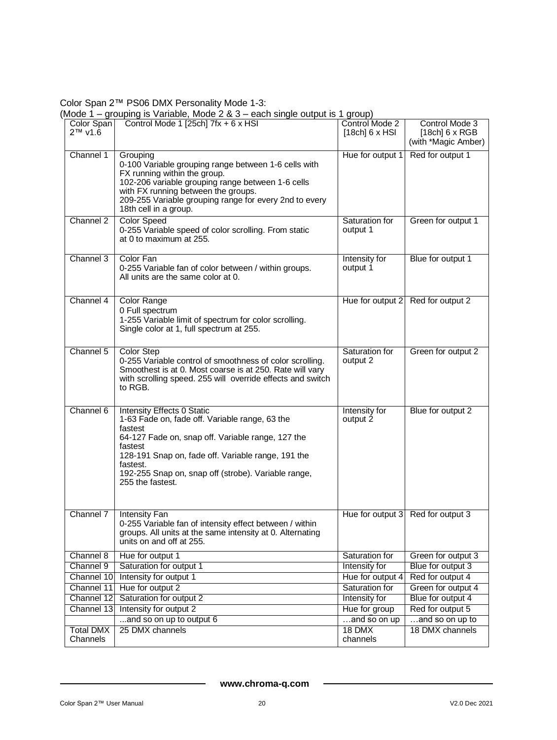Color Span 2™ PS06 DMX Personality Mode 1-3:

(Mode 1 – grouping is Variable, Mode 2 & 3 – each single output is 1 group)

| Color Span 2™ v1.6 | Control Mode 1 [25ch] 7fx + 6 x HSI | Control Mode 2 [18ch] 6 x HSI | Control Mode 3 [18ch] 6 x RGB (with *Magic Amber) |
|---|---|---|---|
| Channel 1 | Grouping<br>0-100 Variable grouping range between 1-6 cells with FX running within the group.<br>102-206 variable grouping range between 1-6 cells with FX running between the groups.<br>209-255 Variable grouping range for every 2nd to every 18th cell in a group. | Hue for output 1 | Red for output 1 |
| Channel 2 | Color Speed<br>0-255 Variable speed of color scrolling. From static at 0 to maximum at 255. | Saturation for output 1 | Green for output 1 |
| Channel 3 | Color Fan<br>0-255 Variable fan of color between / within groups. All units are the same color at 0. | Intensity for output 1 | Blue for output 1 |
| Channel 4 | Color Range<br>0 Full spectrum<br>1-255 Variable limit of spectrum for color scrolling. Single color at 1, full spectrum at 255. | Hue for output 2 | Red for output 2 |
| Channel 5 | Color Step<br>0-255 Variable control of smoothness of color scrolling. Smoothest is at 0. Most coarse is at 250. Rate will vary with scrolling speed. 255 will override effects and switch to RGB. | Saturation for output 2 | Green for output 2 |
| Channel 6 | Intensity Effects 0 Static<br>1-63 Fade on, fade off. Variable range, 63 the fastest<br>64-127 Fade on, snap off. Variable range, 127 the fastest<br>128-191 Snap on, fade off. Variable range, 191 the fastest.<br>192-255 Snap on, snap off (strobe). Variable range, 255 the fastest. | Intensity for output 2 | Blue for output 2 |
| Channel 7 | Intensity Fan<br>0-255 Variable fan of intensity effect between / within groups. All units at the same intensity at 0. Alternating units on and off at 255. | Hue for output 3 | Red for output 3 |
| Channel 8 | Hue for output 1 | Saturation for | Green for output 3 |
| Channel 9 | Saturation for output 1 | Intensity for | Blue for output 3 |
| Channel 10 | Intensity for output 1 | Hue for output 4 | Red for output 4 |
| Channel 11 | Hue for output 2 | Saturation for | Green for output 4 |
| Channel 12 | Saturation for output 2 | Intensity for | Blue for output 4 |
| Channel 13 | Intensity for output 2 | Hue for group | Red for output 5 |
| | ...and so on up to output 6 | …and so on up | …and so on up to |
| Total DMX Channels | 25 DMX channels | 18 DMX channels | 18 DMX channels |

www.chroma-q.com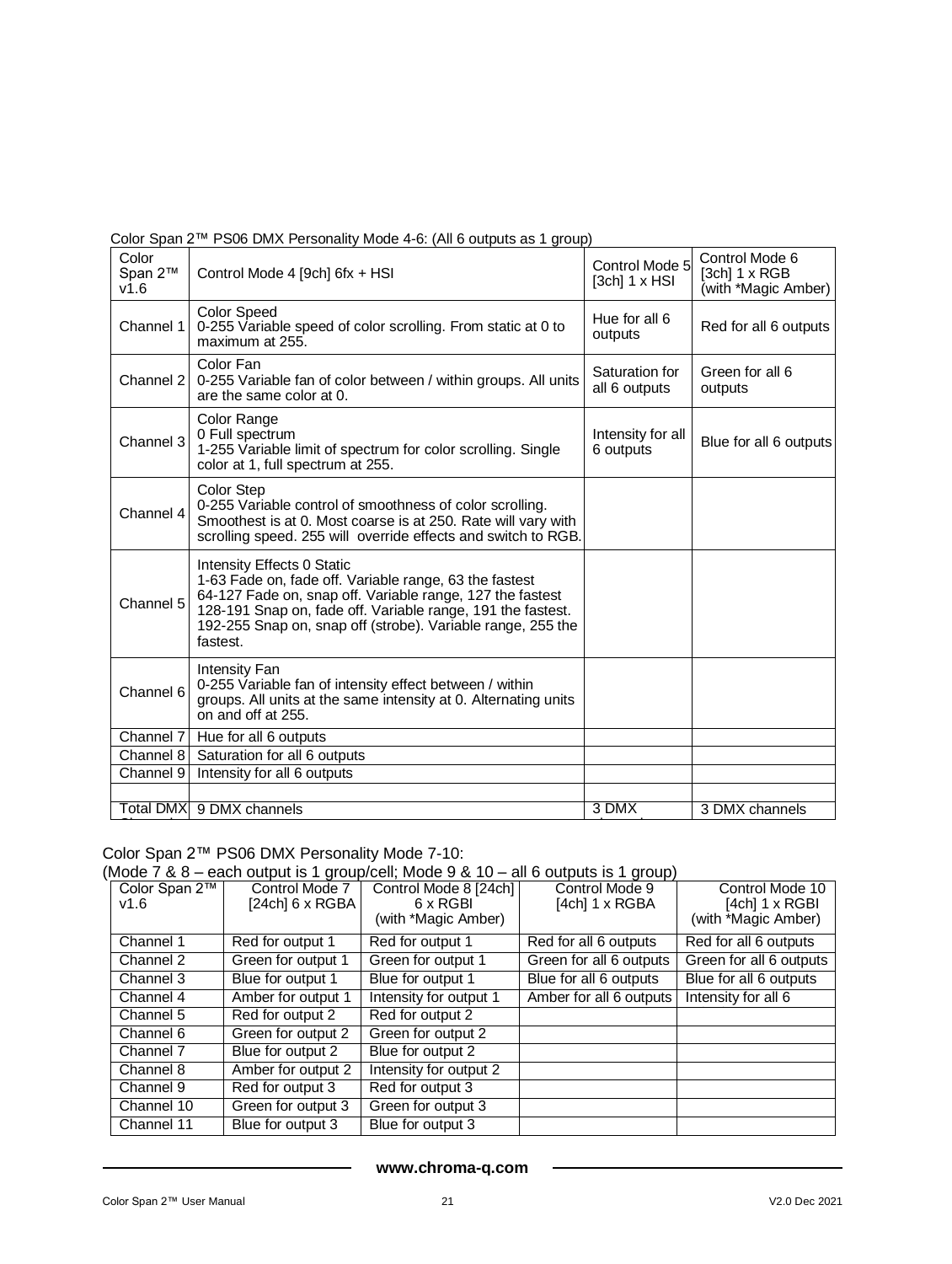Color Span 2™ PS06 DMX Personality Mode 4-6: (All 6 outputs as 1 group)

| Color Span 2™ v1.6 | Control Mode 4 [9ch] 6fx + HSI | Control Mode 5 [3ch] 1 x HSI | Control Mode 6 [3ch] 1 x RGB (with *Magic Amber) |
|---|---|---|---|
| Channel 1 | Color Speed<br>0-255 Variable speed of color scrolling. From static at 0 to maximum at 255. | Hue for all 6 outputs | Red for all 6 outputs |
| Channel 2 | Color Fan<br>0-255 Variable fan of color between / within groups. All units are the same color at 0. | Saturation for all 6 outputs | Green for all 6 outputs |
| Channel 3 | Color Range<br>0 Full spectrum<br>1-255 Variable limit of spectrum for color scrolling. Single color at 1, full spectrum at 255. | Intensity for all 6 outputs | Blue for all 6 outputs |
| Channel 4 | Color Step<br>0-255 Variable control of smoothness of color scrolling. Smoothest is at 0. Most coarse is at 250. Rate will vary with scrolling speed. 255 will override effects and switch to RGB. | | |
| Channel 5 | Intensity Effects 0 Static<br>1-63 Fade on, fade off. Variable range, 63 the fastest<br>64-127 Fade on, snap off. Variable range, 127 the fastest<br>128-191 Snap on, fade off. Variable range, 191 the fastest.<br>192-255 Snap on, snap off (strobe). Variable range, 255 the fastest. | | |
| Channel 6 | Intensity Fan<br>0-255 Variable fan of intensity effect between / within groups. All units at the same intensity at 0. Alternating units on and off at 255. | | |
| Channel 7 | Hue for all 6 outputs | | |
| Channel 8 | Saturation for all 6 outputs | | |
| Channel 9 | Intensity for all 6 outputs | | |
| | | | |
| Total DMX Channels | 9 DMX channels | 3 DMX channels | 3 DMX channels |

Color Span 2™ PS06 DMX Personality Mode 7-10:
(Mode 7 & 8 – each output is 1 group/cell; Mode 9 & 10 – all 6 outputs is 1 group)

| Color Span 2™ v1.6 | Control Mode 7 [24ch] 6 x RGBA | Control Mode 8 [24ch] 6 x RGBI (with *Magic Amber) | Control Mode 9 [4ch] 1 x RGBA | Control Mode 10 [4ch] 1 x RGBI (with *Magic Amber) |
|---|---|---|---|---|
| Channel 1 | Red for output 1 | Red for output 1 | Red for all 6 outputs | Red for all 6 outputs |
| Channel 2 | Green for output 1 | Green for output 1 | Green for all 6 outputs | Green for all 6 outputs |
| Channel 3 | Blue for output 1 | Blue for output 1 | Blue for all 6 outputs | Blue for all 6 outputs |
| Channel 4 | Amber for output 1 | Intensity for output 1 | Amber for all 6 outputs | Intensity for all 6 |
| Channel 5 | Red for output 2 | Red for output 2 | | |
| Channel 6 | Green for output 2 | Green for output 2 | | |
| Channel 7 | Blue for output 2 | Blue for output 2 | | |
| Channel 8 | Amber for output 2 | Intensity for output 2 | | |
| Channel 9 | Red for output 3 | Red for output 3 | | |
| Channel 10 | Green for output 3 | Green for output 3 | | |
| Channel 11 | Blue for output 3 | Blue for output 3 | | |

**www.chroma-q.com**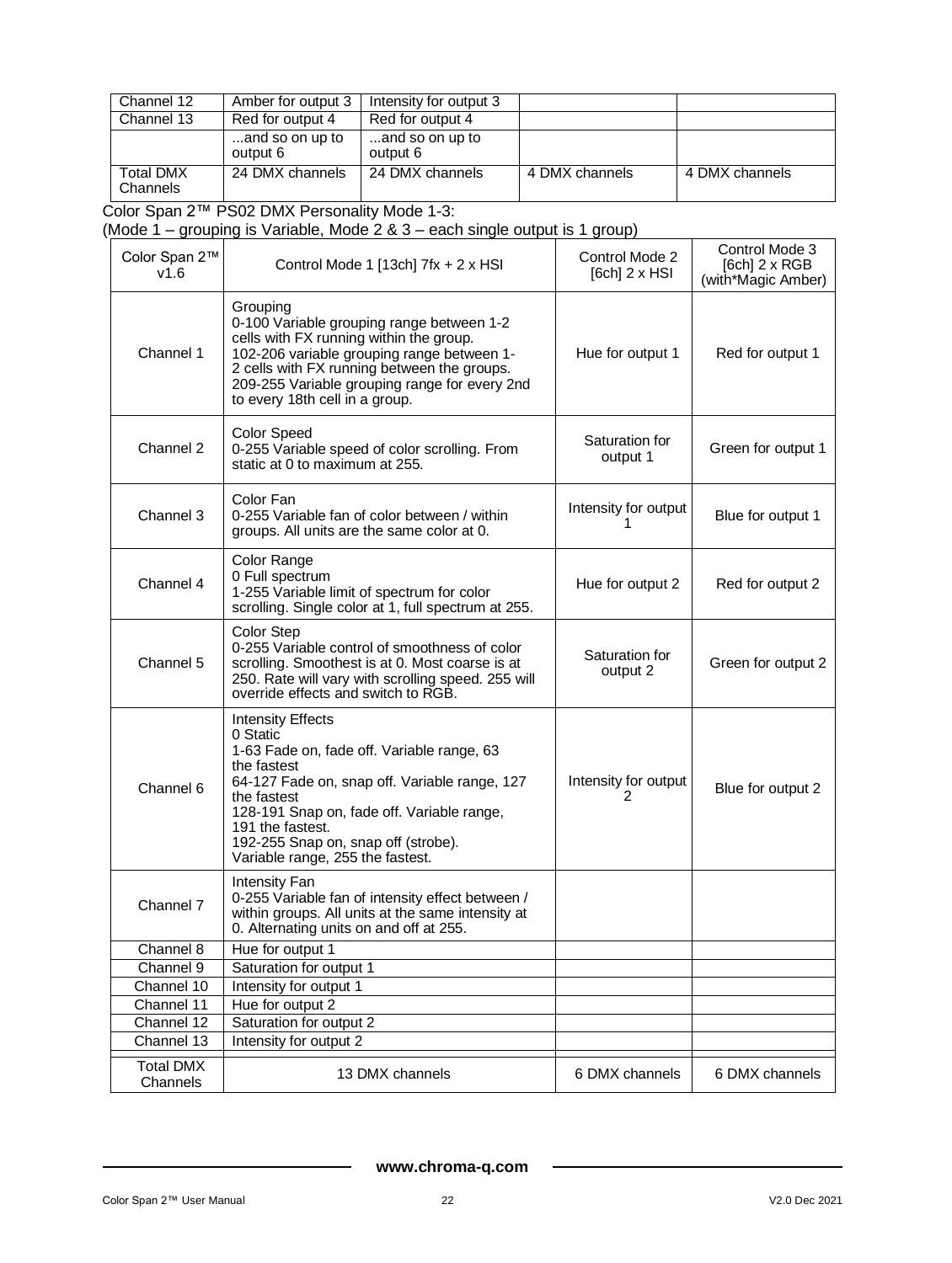| Channel 12 | Amber for output 3 | Intensity for output 3 | | |
|---|---|---|---|---|
| Channel 13 | Red for output 4 | Red for output 4 | | |
| | ...and so on up to output 6 | ...and so on up to output 6 | | |
| Total DMX Channels | 24 DMX channels | 24 DMX channels | 4 DMX channels | 4 DMX channels |

Color Span 2™ PS02 DMX Personality Mode 1-3:
(Mode 1 – grouping is Variable, Mode 2 & 3 – each single output is 1 group)

| Color Span 2™ v1.6 | Control Mode 1 [13ch] 7fx + 2 x HSI | Control Mode 2 [6ch] 2 x HSI | Control Mode 3 [6ch] 2 x RGB (with*Magic Amber) |
|---|---|---|---|
| Channel 1 | Grouping<br>0-100 Variable grouping range between 1-2 cells with FX running within the group.<br>102-206 variable grouping range between 1-2 cells with FX running between the groups.<br>209-255 Variable grouping range for every 2nd to every 18th cell in a group. | Hue for output 1 | Red for output 1 |
| Channel 2 | Color Speed<br>0-255 Variable speed of color scrolling. From static at 0 to maximum at 255. | Saturation for output 1 | Green for output 1 |
| Channel 3 | Color Fan<br>0-255 Variable fan of color between / within groups. All units are the same color at 0. | Intensity for output 1 | Blue for output 1 |
| Channel 4 | Color Range<br>0 Full spectrum<br>1-255 Variable limit of spectrum for color scrolling. Single color at 1, full spectrum at 255. | Hue for output 2 | Red for output 2 |
| Channel 5 | Color Step<br>0-255 Variable control of smoothness of color scrolling. Smoothest is at 0. Most coarse is at 250. Rate will vary with scrolling speed. 255 will override effects and switch to RGB. | Saturation for output 2 | Green for output 2 |
| Channel 6 | Intensity Effects<br>0 Static<br>1-63 Fade on, fade off. Variable range, 63 the fastest<br>64-127 Fade on, snap off. Variable range, 127 the fastest<br>128-191 Snap on, fade off. Variable range, 191 the fastest.<br>192-255 Snap on, snap off (strobe). Variable range, 255 the fastest. | Intensity for output 2 | Blue for output 2 |
| Channel 7 | Intensity Fan<br>0-255 Variable fan of intensity effect between / within groups. All units at the same intensity at 0. Alternating units on and off at 255. | | |
| Channel 8 | Hue for output 1 | | |
| Channel 9 | Saturation for output 1 | | |
| Channel 10 | Intensity for output 1 | | |
| Channel 11 | Hue for output 2 | | |
| Channel 12 | Saturation for output 2 | | |
| Channel 13 | Intensity for output 2 | | |
| Total DMX Channels | 13 DMX channels | 6 DMX channels | 6 DMX channels |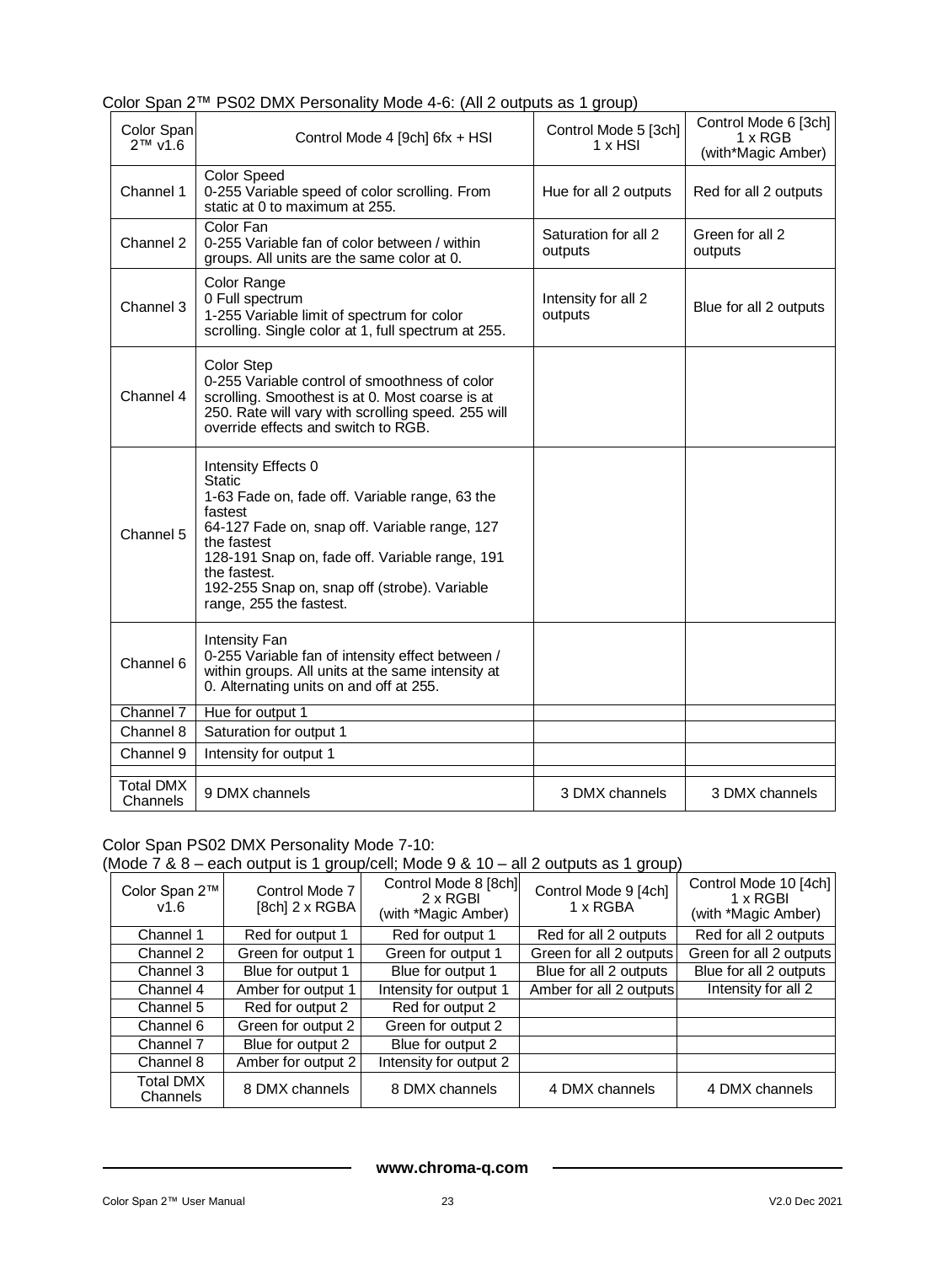Color Span 2™ PS02 DMX Personality Mode 4-6: (All 2 outputs as 1 group)

| Color Span 2™ v1.6 | Control Mode 4 [9ch] 6fx + HSI | Control Mode 5 [3ch] 1 x HSI | Control Mode 6 [3ch] 1 x RGB (with*Magic Amber) |
|---|---|---|---|
| Channel 1 | Color Speed<br>0-255 Variable speed of color scrolling. From static at 0 to maximum at 255. | Hue for all 2 outputs | Red for all 2 outputs |
| Channel 2 | Color Fan<br>0-255 Variable fan of color between / within groups. All units are the same color at 0. | Saturation for all 2 outputs | Green for all 2 outputs |
| Channel 3 | Color Range<br>0 Full spectrum<br>1-255 Variable limit of spectrum for color scrolling. Single color at 1, full spectrum at 255. | Intensity for all 2 outputs | Blue for all 2 outputs |
| Channel 4 | Color Step<br>0-255 Variable control of smoothness of color scrolling. Smoothest is at 0. Most coarse is at 250. Rate will vary with scrolling speed. 255 will override effects and switch to RGB. | | |
| Channel 5 | Intensity Effects 0<br>Static<br>1-63 Fade on, fade off. Variable range, 63 the fastest<br>64-127 Fade on, snap off. Variable range, 127 the fastest<br>128-191 Snap on, fade off. Variable range, 191 the fastest.<br>192-255 Snap on, snap off (strobe). Variable range, 255 the fastest. | | |
| Channel 6 | Intensity Fan<br>0-255 Variable fan of intensity effect between / within groups. All units at the same intensity at 0. Alternating units on and off at 255. | | |
| Channel 7 | Hue for output 1 | | |
| Channel 8 | Saturation for output 1 | | |
| Channel 9 | Intensity for output 1 | | |
| | | | |
| Total DMX Channels | 9 DMX channels | 3 DMX channels | 3 DMX channels |

Color Span PS02 DMX Personality Mode 7-10:
(Mode 7 & 8 – each output is 1 group/cell; Mode 9 & 10 – all 2 outputs as 1 group)

| Color Span 2™ v1.6 | Control Mode 7 [8ch] 2 x RGBA | Control Mode 8 [8ch] 2 x RGBI (with *Magic Amber) | Control Mode 9 [4ch] 1 x RGBA | Control Mode 10 [4ch] 1 x RGBI (with *Magic Amber) |
|---|---|---|---|---|
| Channel 1 | Red for output 1 | Red for output 1 | Red for all 2 outputs | Red for all 2 outputs |
| Channel 2 | Green for output 1 | Green for output 1 | Green for all 2 outputs | Green for all 2 outputs |
| Channel 3 | Blue for output 1 | Blue for output 1 | Blue for all 2 outputs | Blue for all 2 outputs |
| Channel 4 | Amber for output 1 | Intensity for output 1 | Amber for all 2 outputs | Intensity for all 2 |
| Channel 5 | Red for output 2 | Red for output 2 | | |
| Channel 6 | Green for output 2 | Green for output 2 | | |
| Channel 7 | Blue for output 2 | Blue for output 2 | | |
| Channel 8 | Amber for output 2 | Intensity for output 2 | | |
| Total DMX Channels | 8 DMX channels | 8 DMX channels | 4 DMX channels | 4 DMX channels |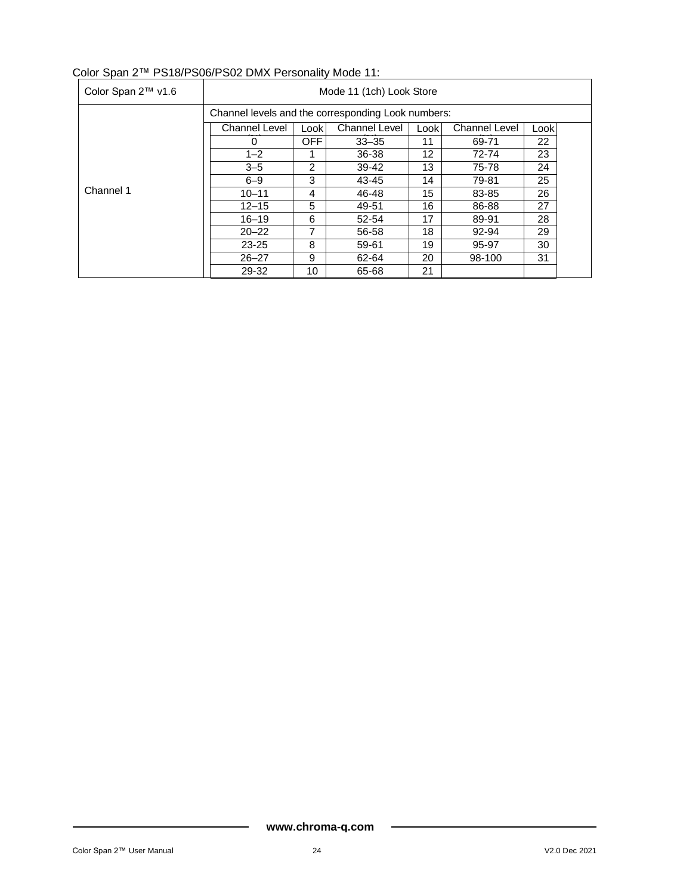Color Span 2™ PS18/PS06/PS02 DMX Personality Mode 11:

| Color Span 2™ v1.6 | Mode 11 (1ch) Look Store | | | | |
|---|---|---|---|---|---|
| Channel 1 | Channel levels and the corresponding Look numbers: | | | | |
| | Channel Level | Look | Channel Level | Look | Channel Level | Look |
| | 0 | OFF | 33–35 | 11 | 69-71 | 22 |
| | 1–2 | 1 | 36-38 | 12 | 72-74 | 23 |
| | 3–5 | 2 | 39-42 | 13 | 75-78 | 24 |
| | 6–9 | 3 | 43-45 | 14 | 79-81 | 25 |
| | 10–11 | 4 | 46-48 | 15 | 83-85 | 26 |
| | 12–15 | 5 | 49-51 | 16 | 86-88 | 27 |
| | 16–19 | 6 | 52-54 | 17 | 89-91 | 28 |
| | 20–22 | 7 | 56-58 | 18 | 92-94 | 29 |
| | 23-25 | 8 | 59-61 | 19 | 95-97 | 30 |
| | 26–27 | 9 | 62-64 | 20 | 98-100 | 31 |
| | 29-32 | 10 | 65-68 | 21 | | |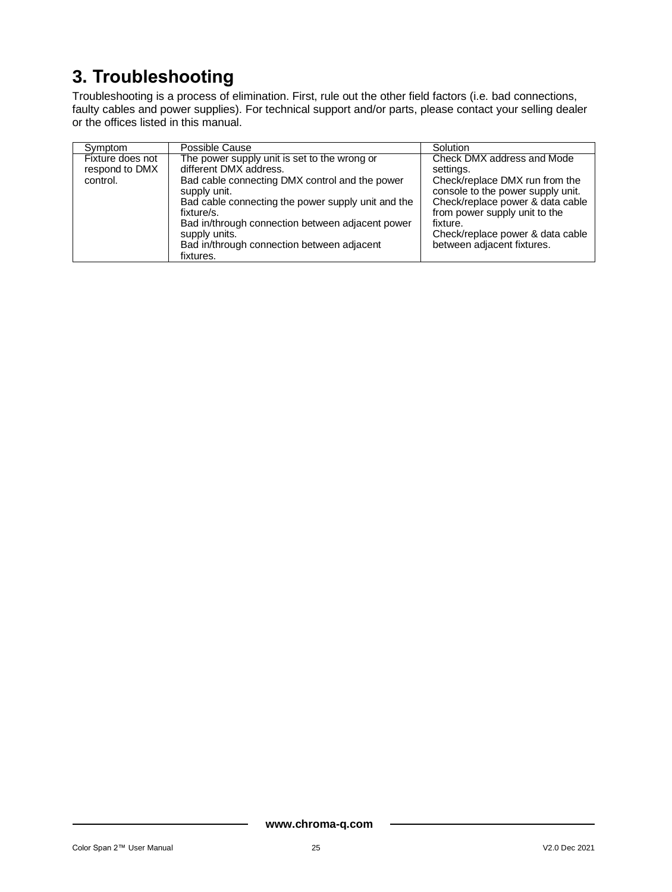# 3. Troubleshooting

Troubleshooting is a process of elimination. First, rule out the other field factors (i.e. bad connections, faulty cables and power supplies). For technical support and/or parts, please contact your selling dealer or the offices listed in this manual.

| Symptom | Possible Cause | Solution |
|---|---|---|
| Fixture does not respond to DMX control. | The power supply unit is set to the wrong or different DMX address.<br>Bad cable connecting DMX control and the power supply unit.<br>Bad cable connecting the power supply unit and the fixture/s.<br>Bad in/through connection between adjacent power supply units.<br>Bad in/through connection between adjacent fixtures. | Check DMX address and Mode settings.<br>Check/replace DMX run from the console to the power supply unit.<br>Check/replace power & data cable from power supply unit to the fixture.<br>Check/replace power & data cable between adjacent fixtures. |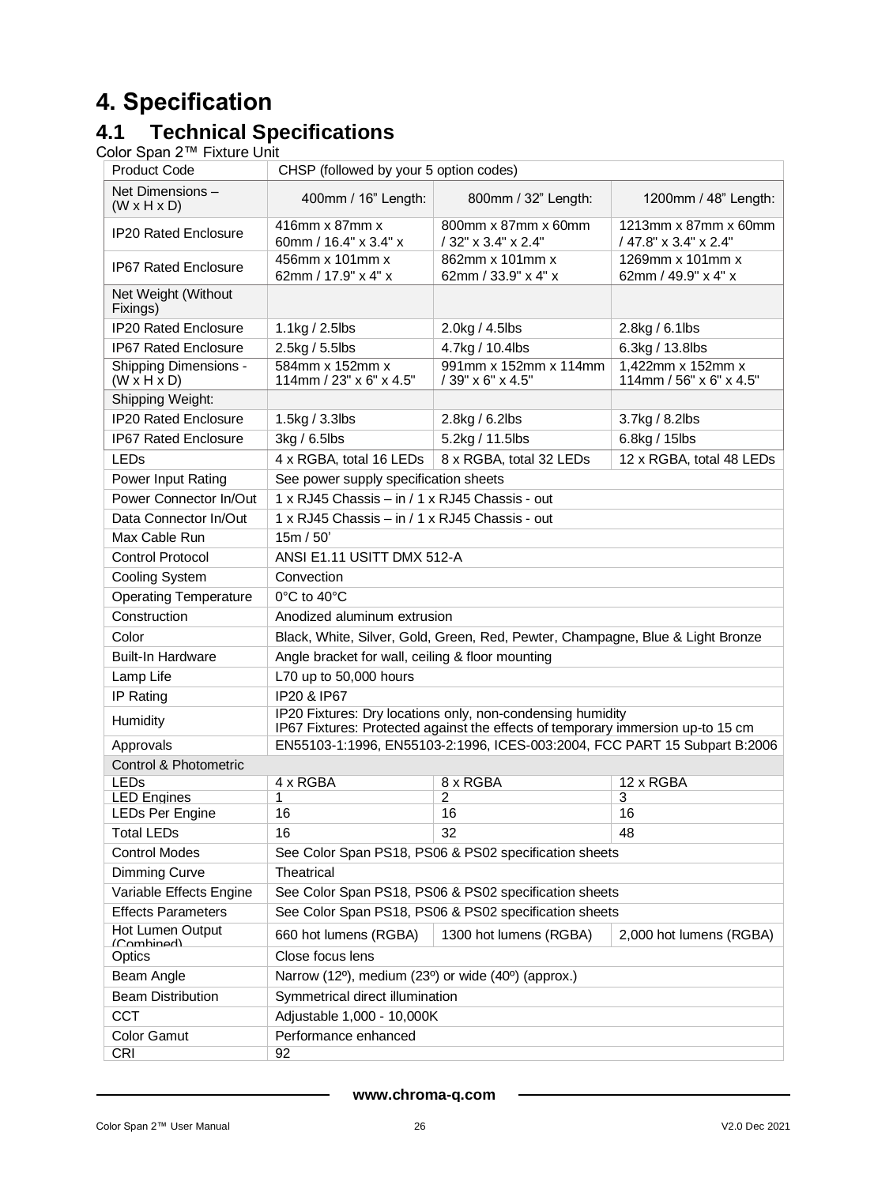# 4. Specification

## 4.1 Technical Specifications

Color Span 2™ Fixture Unit

| Product Code | CHSP (followed by your 5 option codes) | | |
|---|---|---|---|
| Net Dimensions – (W x H x D) | 400mm / 16" Length: | 800mm / 32" Length: | 1200mm / 48" Length: |
| IP20 Rated Enclosure | 416mm x 87mm x 60mm / 16.4" x 3.4" x | 800mm x 87mm x 60mm / 32" x 3.4" x 2.4" | 1213mm x 87mm x 60mm / 47.8" x 3.4" x 2.4" |
| IP67 Rated Enclosure | 456mm x 101mm x 62mm / 17.9" x 4" x | 862mm x 101mm x 62mm / 33.9" x 4" x | 1269mm x 101mm x 62mm / 49.9" x 4" x |
| Net Weight (Without Fixings) | | | |
| IP20 Rated Enclosure | 1.1kg / 2.5lbs | 2.0kg / 4.5lbs | 2.8kg / 6.1lbs |
| IP67 Rated Enclosure | 2.5kg / 5.5lbs | 4.7kg / 10.4lbs | 6.3kg / 13.8lbs |
| Shipping Dimensions - (W x H x D) | 584mm x 152mm x 114mm / 23" x 6" x 4.5" | 991mm x 152mm x 114mm / 39" x 6" x 4.5" | 1,422mm x 152mm x 114mm / 56" x 6" x 4.5" |
| Shipping Weight: | | | |
| IP20 Rated Enclosure | 1.5kg / 3.3lbs | 2.8kg / 6.2lbs | 3.7kg / 8.2lbs |
| IP67 Rated Enclosure | 3kg / 6.5lbs | 5.2kg / 11.5lbs | 6.8kg / 15lbs |
| LEDs | 4 x RGBA, total 16 LEDs | 8 x RGBA, total 32 LEDs | 12 x RGBA, total 48 LEDs |
| Power Input Rating | See power supply specification sheets | | |
| Power Connector In/Out | 1 x RJ45 Chassis – in / 1 x RJ45 Chassis - out | | |
| Data Connector In/Out | 1 x RJ45 Chassis – in / 1 x RJ45 Chassis - out | | |
| Max Cable Run | 15m / 50' | | |
| Control Protocol | ANSI E1.11 USITT DMX 512-A | | |
| Cooling System | Convection | | |
| Operating Temperature | 0°C to 40°C | | |
| Construction | Anodized aluminum extrusion | | |
| Color | Black, White, Silver, Gold, Green, Red, Pewter, Champagne, Blue & Light Bronze | | |
| Built-In Hardware | Angle bracket for wall, ceiling & floor mounting | | |
| Lamp Life | L70 up to 50,000 hours | | |
| IP Rating | IP20 & IP67 | | |
| Humidity | IP20 Fixtures: Dry locations only, non-condensing humidity<br>IP67 Fixtures: Protected against the effects of temporary immersion up-to 15 cm | | |
| Approvals | EN55103-1:1996, EN55103-2:1996, ICES-003:2004, FCC PART 15 Subpart B:2006 | | |
| Control & Photometric | | | |
| LEDs | 4 x RGBA | 8 x RGBA | 12 x RGBA |
| LED Engines | 1 | 2 | 3 |
| LEDs Per Engine | 16 | 16 | 16 |
| Total LEDs | 16 | 32 | 48 |
| Control Modes | See Color Span PS18, PS06 & PS02 specification sheets | | |
| Dimming Curve | Theatrical | | |
| Variable Effects Engine | See Color Span PS18, PS06 & PS02 specification sheets | | |
| Effects Parameters | See Color Span PS18, PS06 & PS02 specification sheets | | |
| Hot Lumen Output (Combined) | 660 hot lumens (RGBA) | 1300 hot lumens (RGBA) | 2,000 hot lumens (RGBA) |
| Optics | Close focus lens | | |
| Beam Angle | Narrow (12º), medium (23º) or wide (40º) (approx.) | | |
| Beam Distribution | Symmetrical direct illumination | | |
| CCT | Adjustable 1,000 - 10,000K | | |
| Color Gamut | Performance enhanced | | |
| CRI | 92 | | |

www.chroma-q.com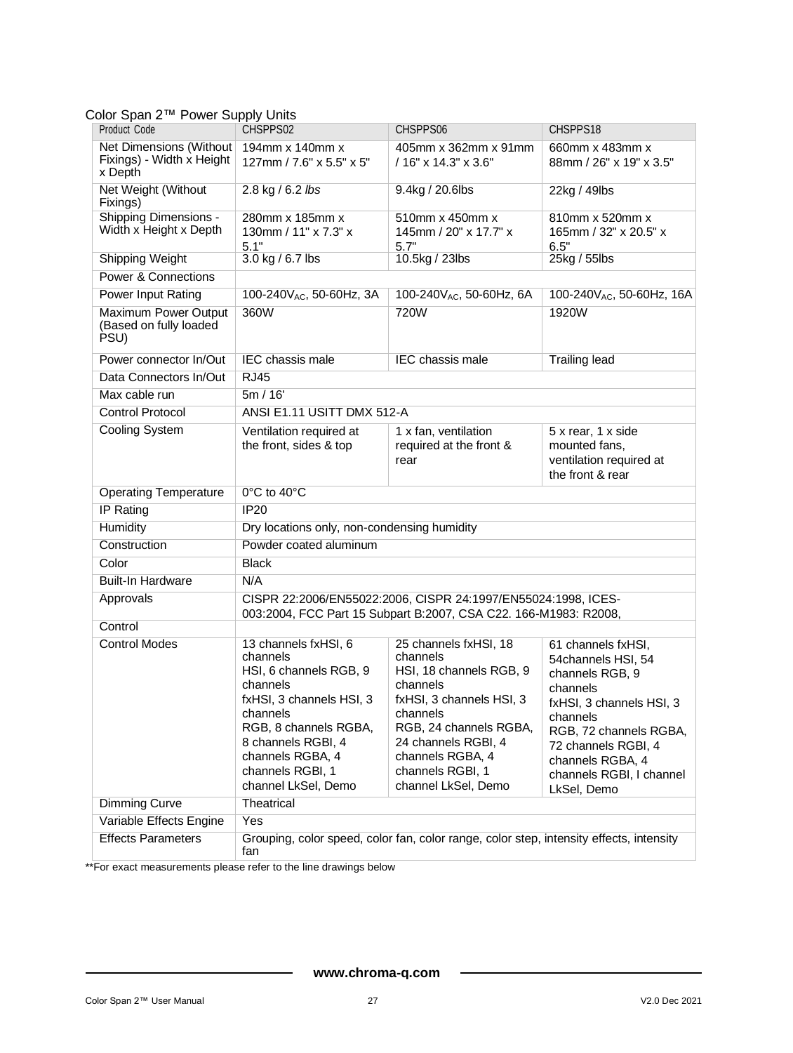Color Span 2™ Power Supply Units

| Product Code | CHSPPS02 | CHSPPS06 | CHSPPS18 |
|---|---|---|---|
| Net Dimensions (Without Fixings) - Width x Height x Depth | 194mm x 140mm x 127mm / 7.6" x 5.5" x 5" | 405mm x 362mm x 91mm / 16" x 14.3" x 3.6" | 660mm x 483mm x 88mm / 26" x 19" x 3.5" |
| Net Weight (Without Fixings) | 2.8 kg / 6.2 *lbs* | 9.4kg / 20.6lbs | 22kg / 49lbs |
| Shipping Dimensions - Width x Height x Depth | 280mm x 185mm x 130mm / 11" x 7.3" x 5.1" | 510mm x 450mm x 145mm / 20" x 17.7" x 5.7" | 810mm x 520mm x 165mm / 32" x 20.5" x 6.5" |
| Shipping Weight | 3.0 kg / 6.7 lbs | 10.5kg / 23lbs | 25kg / 55lbs |
| Power & Connections | | | |
| Power Input Rating | 100-240$V_{AC}$, 50-60Hz, 3A | 100-240$V_{AC}$, 50-60Hz, 6A | 100-240$V_{AC}$, 50-60Hz, 16A |
| Maximum Power Output (Based on fully loaded PSU) | 360W | 720W | 1920W |
| Power connector In/Out | IEC chassis male | IEC chassis male | Trailing lead |
| Data Connectors In/Out | RJ45 | | |
| Max cable run | 5m / 16' | | |
| Control Protocol | ANSI E1.11 USITT DMX 512-A | | |
| Cooling System | Ventilation required at the front, sides & top | 1 x fan, ventilation required at the front & rear | 5 x rear, 1 x side mounted fans, ventilation required at the front & rear |
| Operating Temperature | 0°C to 40°C | | |
| IP Rating | IP20 | | |
| Humidity | Dry locations only, non-condensing humidity | | |
| Construction | Powder coated aluminum | | |
| Color | Black | | |
| Built-In Hardware | N/A | | |
| Approvals | CISPR 22:2006/EN55022:2006, CISPR 24:1997/EN55024:1998, ICES-003:2004, FCC Part 15 Subpart B:2007, CSA C22. 166-M1983: R2008, | | |
| Control | | | |
| Control Modes | 13 channels fxHSI, 6 channels HSI, 6 channels RGB, 9 channels fxHSI, 3 channels HSI, 3 channels RGB, 8 channels RGBA, 8 channels RGBI, 4 channels RGBA, 4 channels RGBI, 1 channel LkSel, Demo | 25 channels fxHSI, 18 channels HSI, 18 channels RGB, 9 channels fxHSI, 3 channels HSI, 3 channels RGB, 24 channels RGBA, 24 channels RGBI, 4 channels RGBA, 4 channels RGBI, 1 channel LkSel, Demo | 61 channels fxHSI, 54channels HSI, 54 channels RGB, 9 channels fxHSI, 3 channels HSI, 3 channels RGB, 72 channels RGBA, 72 channels RGBI, 4 channels RGBA, 4 channels RGBI, I channel LkSel, Demo |
| Dimming Curve | Theatrical | | |
| Variable Effects Engine | Yes | | |
| Effects Parameters | Grouping, color speed, color fan, color range, color step, intensity effects, intensity fan | | |

**For exact measurements please refer to the line drawings below

**www.chroma-q.com**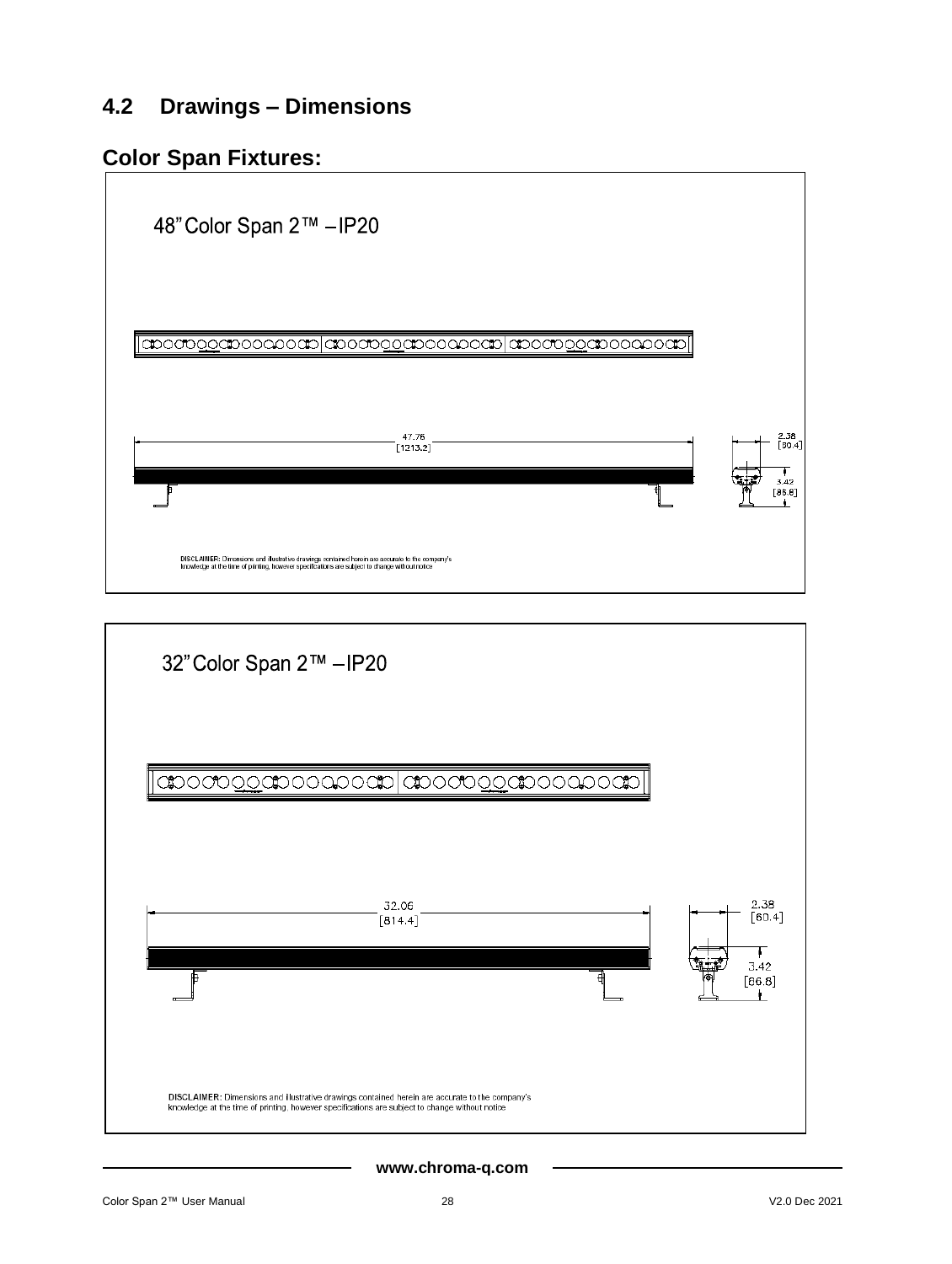## 4.2 Drawings – Dimensions

### Color Span Fixtures:

48" Color Span 2™ – IP20

47.76
[1213.2]

2.38
[60.4]

3.42
[86.8]

DISCLAIMER: Dimensions and illustrative drawings contained herein are accurate to the company's knowledge at the time of printing, however specifications are subject to change without notice

32" Color Span 2™ – IP20

32.06
[814.4]

2.38
[60.4]

3.42
[86.8]

DISCLAIMER: Dimensions and illustrative drawings contained herein are accurate to the company's knowledge at the time of printing, however specifications are subject to change without notice

www.chroma-q.com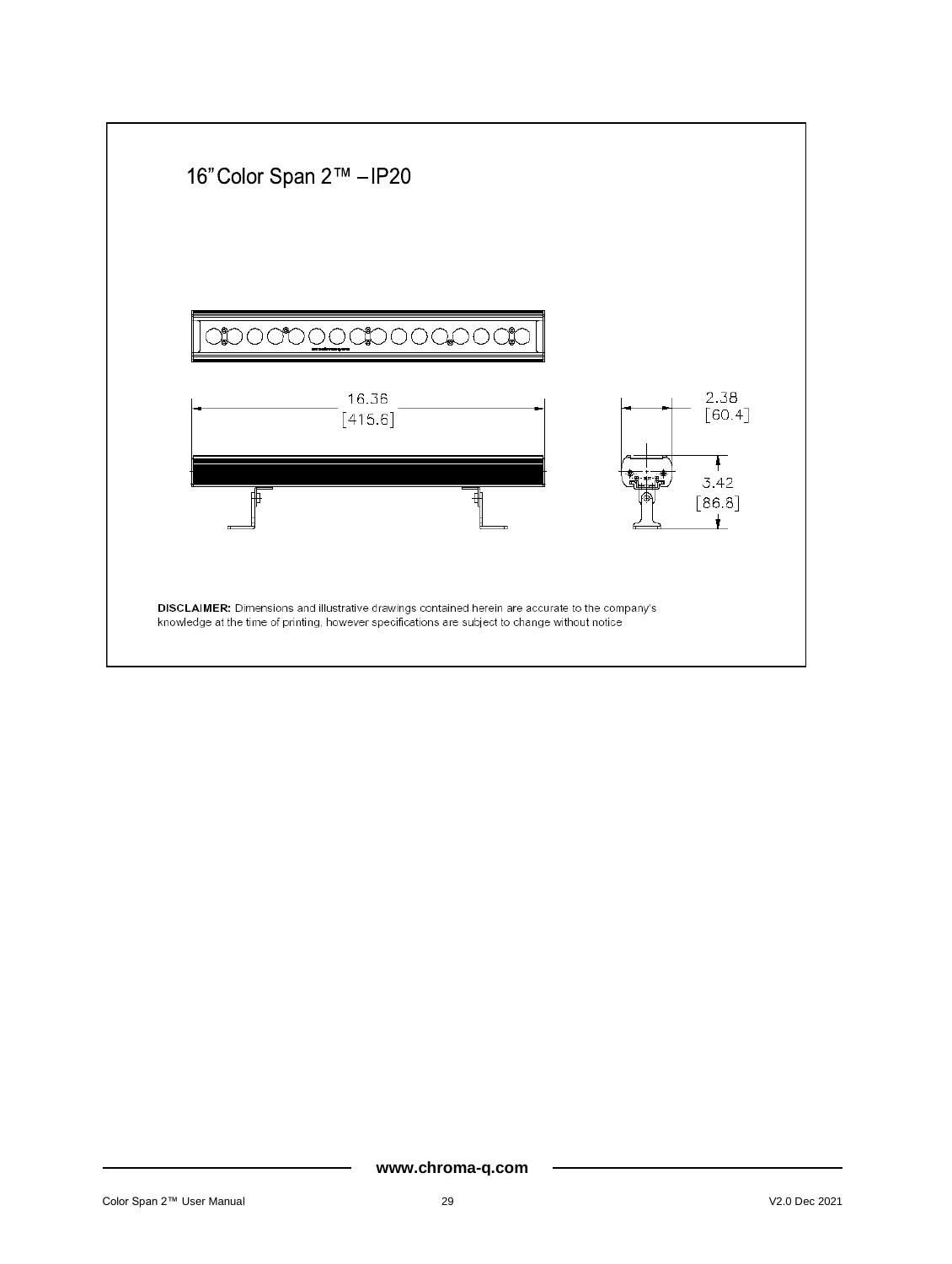16" Color Span 2™ – IP20

16.36
[415.6]

2.38
[60.4]

3.42
[86.8]

**DISCLAIMER:** Dimensions and illustrative drawings contained herein are accurate to the company's knowledge at the time of printing, however specifications are subject to change without notice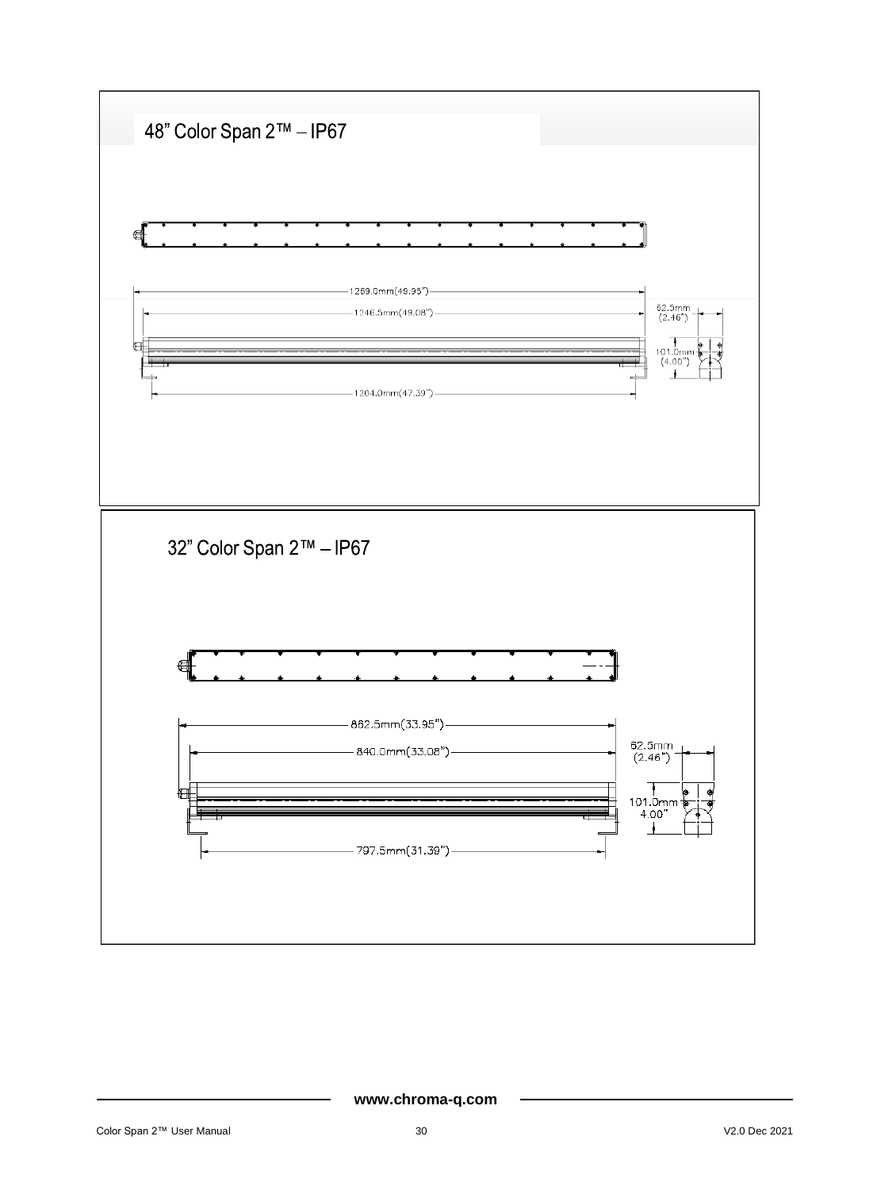## 48" Color Span 2™ – IP67

1269.0mm(49.95")

1246.5mm(49.08")

62.5mm (2.46")

101.0mm (4.00")

1204.0mm(47.39")

## 32" Color Span 2™ – IP67

862.5mm(33.95")

840.0mm(33.08")

62.5mm (2.46")

101.0mm 4.00"

797.5mm(31.39")

www.chroma-q.com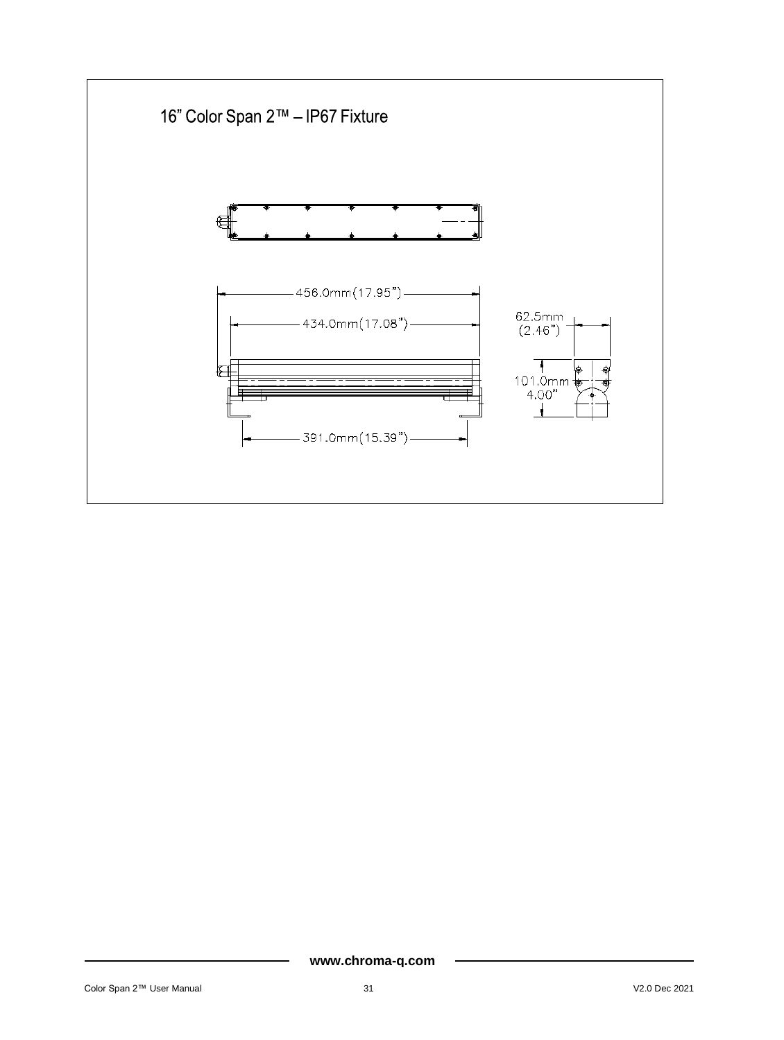16" Color Span 2™ – IP67 Fixture

456.0mm(17.95")

434.0mm(17.08")

391.0mm(15.39")

62.5mm (2.46")

101.0mm 4.00"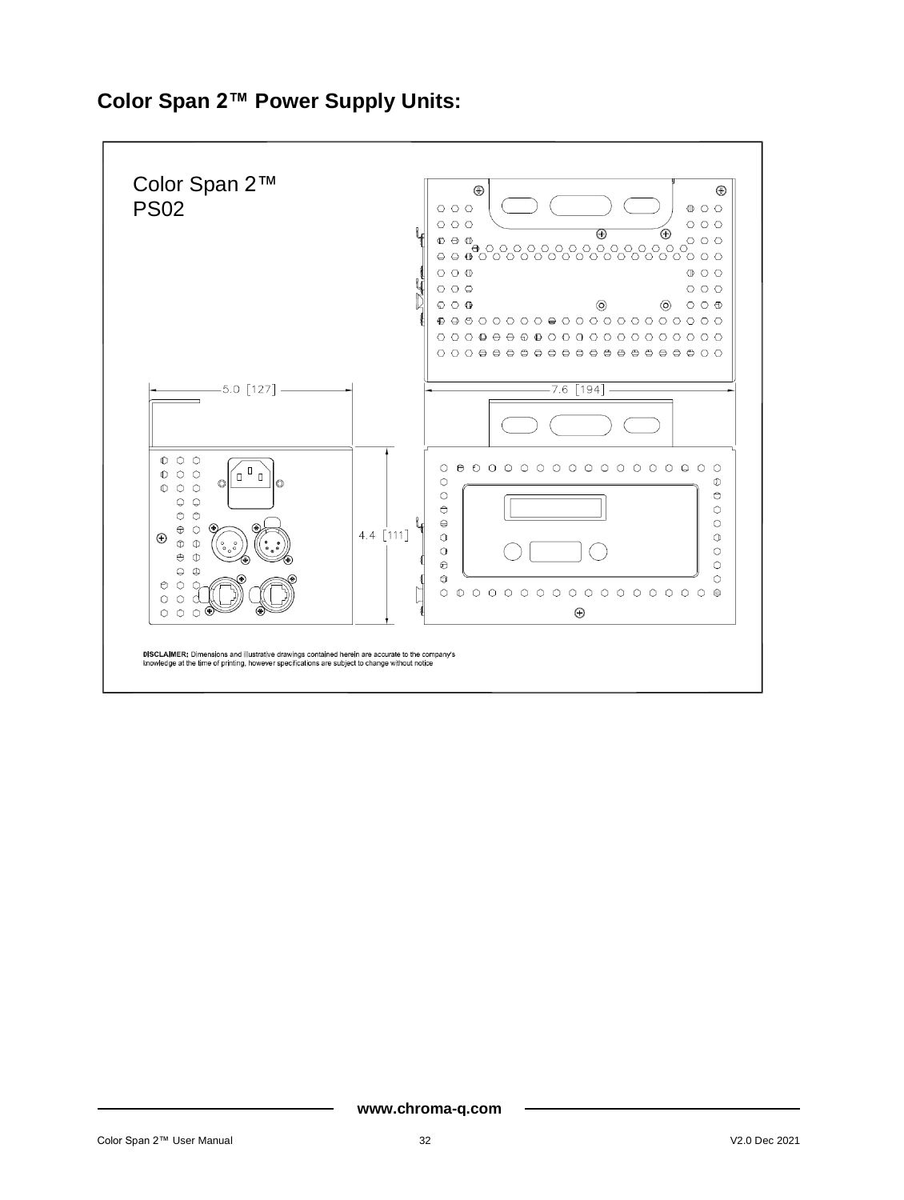## Color Span 2™ Power Supply Units:

Color Span 2™
PS02

5.0 [127]

7.6 [194]

4.4 [111]

**DISCLAIMER:** Dimensions and illustrative drawings contained herein are accurate to the company's knowledge at the time of printing, however specifications are subject to change without notice

www.chroma-q.com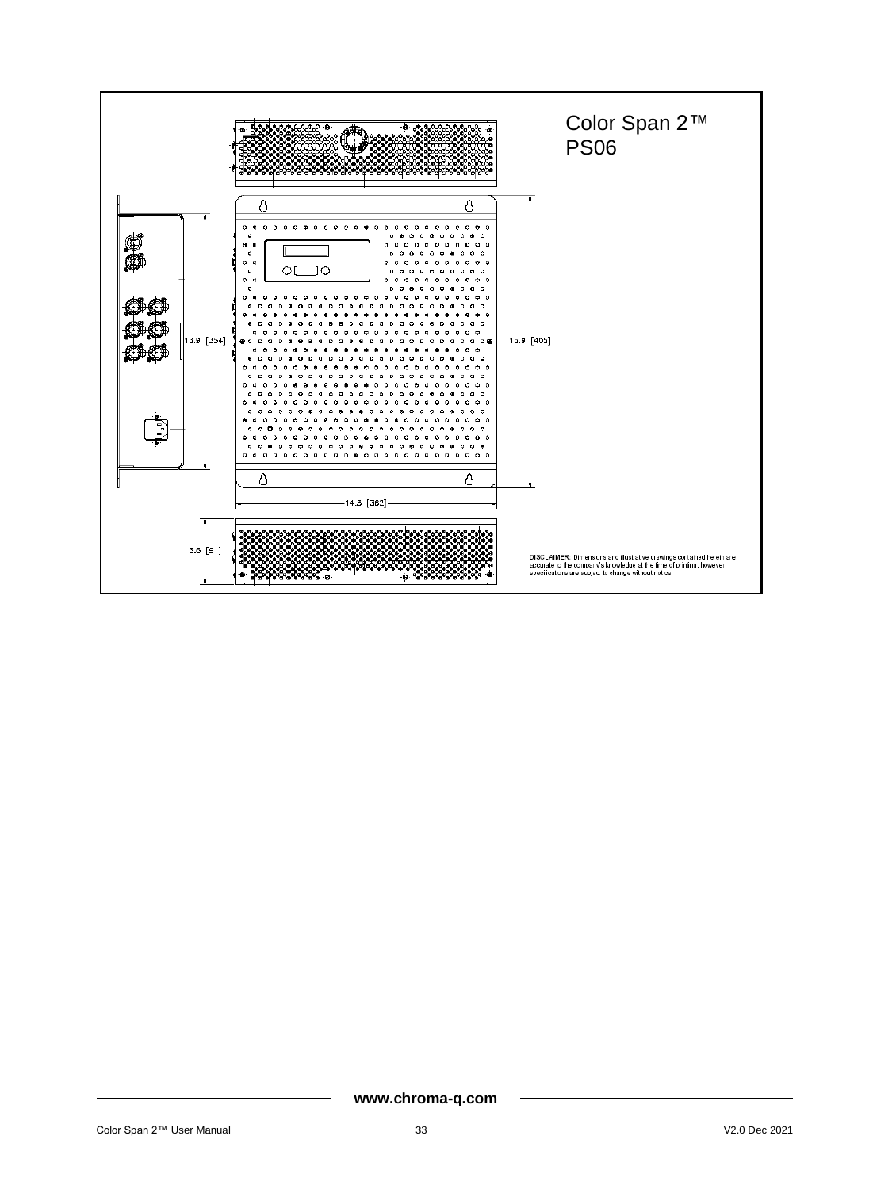Color Span 2™
PS06

13.9 [354]

15.9 [405]

14.3 [362]

3.6 [91]

DISCLAIMER: Dimensions and illustrative drawings contained herein are accurate to the company's knowledge at the time of printing, however specifications are subject to change without notice

**www.chroma-q.com**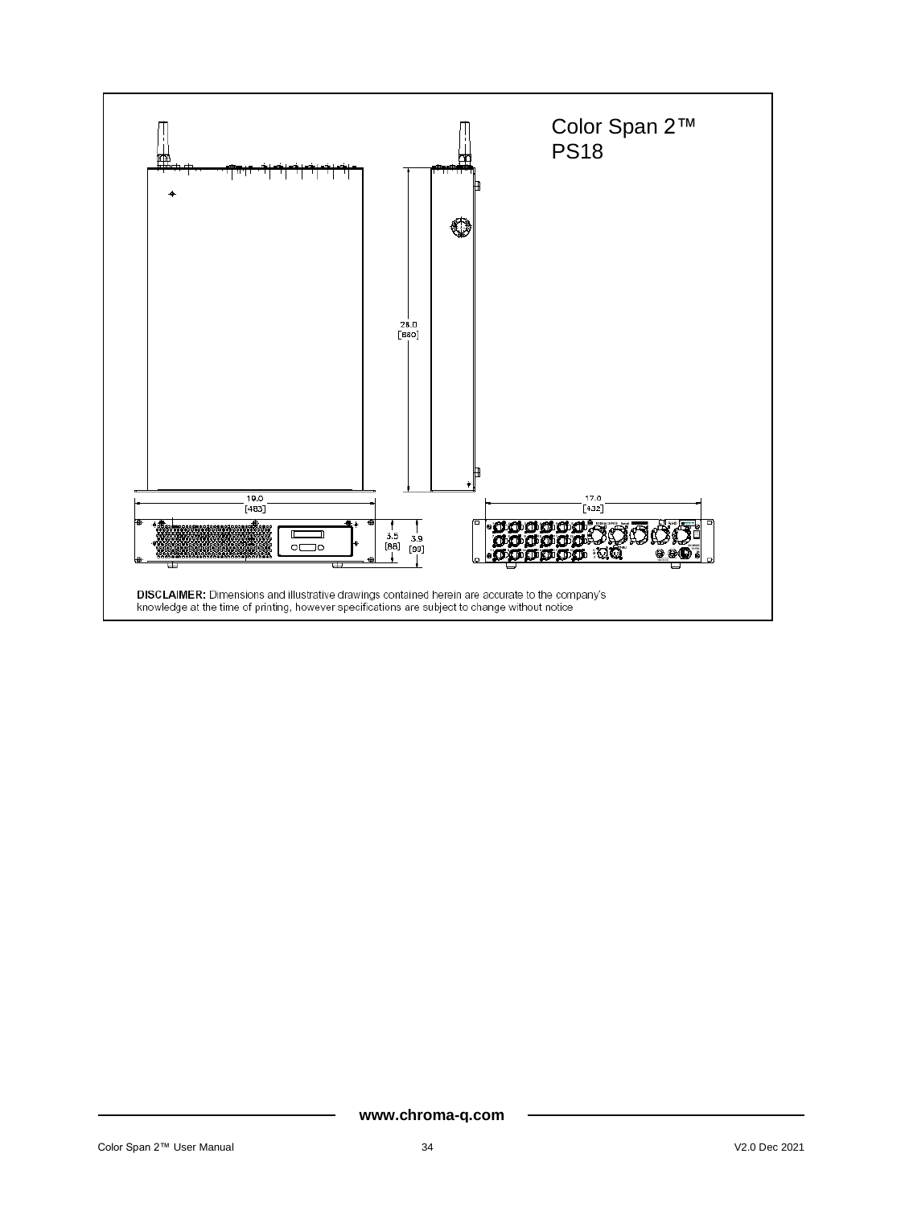Color Span 2™
PS18

28.0
[680]

19.0
[483]

17.0
[432]

3.5
[88]

3.9
[99]

**DISCLAIMER:** Dimensions and illustrative drawings contained herein are accurate to the company's knowledge at the time of printing, however specifications are subject to change without notice

**www.chroma-q.com**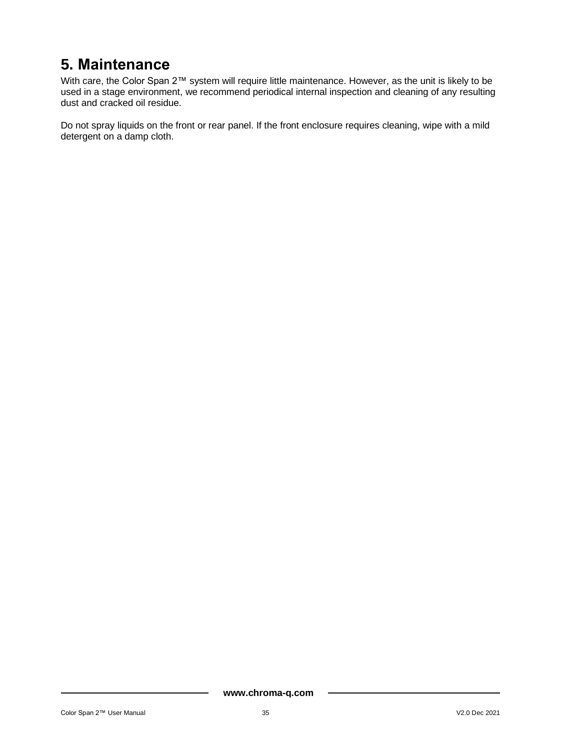# 5. Maintenance

With care, the Color Span 2™ system will require little maintenance. However, as the unit is likely to be used in a stage environment, we recommend periodical internal inspection and cleaning of any resulting dust and cracked oil residue.

Do not spray liquids on the front or rear panel. If the front enclosure requires cleaning, wipe with a mild detergent on a damp cloth.